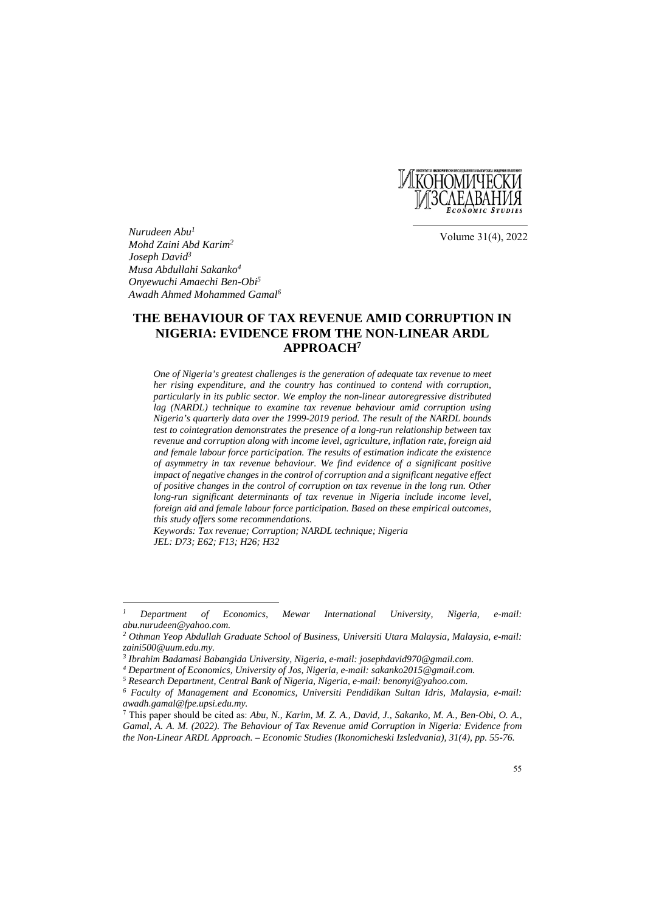Volume 31(4), 2022

*Nurudeen Abu*[1]
*Mohd Zaini Abd Karim*[2]
*Joseph David*[3]
*Musa Abdullahi Sakanko*[4]
*Onyewuchi Amaechi Ben-Obi*[5]
*Awadh Ahmed Mohammed Gamal*[6]

# THE BEHAVIOUR OF TAX REVENUE AMID CORRUPTION IN NIGERIA: EVIDENCE FROM THE NON-LINEAR ARDL APPROACH[7]

*One of Nigeria's greatest challenges is the generation of adequate tax revenue to meet her rising expenditure, and the country has continued to contend with corruption, particularly in its public sector. We employ the non-linear autoregressive distributed lag (NARDL) technique to examine tax revenue behaviour amid corruption using Nigeria's quarterly data over the 1999-2019 period. The result of the NARDL bounds test to cointegration demonstrates the presence of a long-run relationship between tax revenue and corruption along with income level, agriculture, inflation rate, foreign aid and female labour force participation. The results of estimation indicate the existence of asymmetry in tax revenue behaviour. We find evidence of a significant positive impact of negative changes in the control of corruption and a significant negative effect of positive changes in the control of corruption on tax revenue in the long run. Other long-run significant determinants of tax revenue in Nigeria include income level, foreign aid and female labour force participation. Based on these empirical outcomes, this study offers some recommendations.*

*Keywords: Tax revenue; Corruption; NARDL technique; Nigeria*

*JEL: D73; E62; F13; H26; H32*

---

[1] *Department of Economics, Mewar International University, Nigeria, e-mail: abu.nurudeen@yahoo.com.*

[2] *Othman Yeop Abdullah Graduate School of Business, Universiti Utara Malaysia, Malaysia, e-mail: zaini500@uum.edu.my.*

[3] *Ibrahim Badamasi Babangida University, Nigeria, e-mail: josephdavid970@gmail.com.*

[4] *Department of Economics, University of Jos, Nigeria, e-mail: sakanko2015@gmail.com.*

[5] *Research Department, Central Bank of Nigeria, Nigeria, e-mail: benonyi@yahoo.com.*

[6] *Faculty of Management and Economics, Universiti Pendidikan Sultan Idris, Malaysia, e-mail: awadh.gamal@fpe.upsi.edu.my.*

[7] This paper should be cited as: *Abu, N., Karim, M. Z. A., David, J., Sakanko, M. A., Ben-Obi, O. A., Gamal, A. A. M. (2022). The Behaviour of Tax Revenue amid Corruption in Nigeria: Evidence from the Non-Linear ARDL Approach. – Economic Studies (Ikonomicheski Izsledvania), 31(4), pp. 55-76.*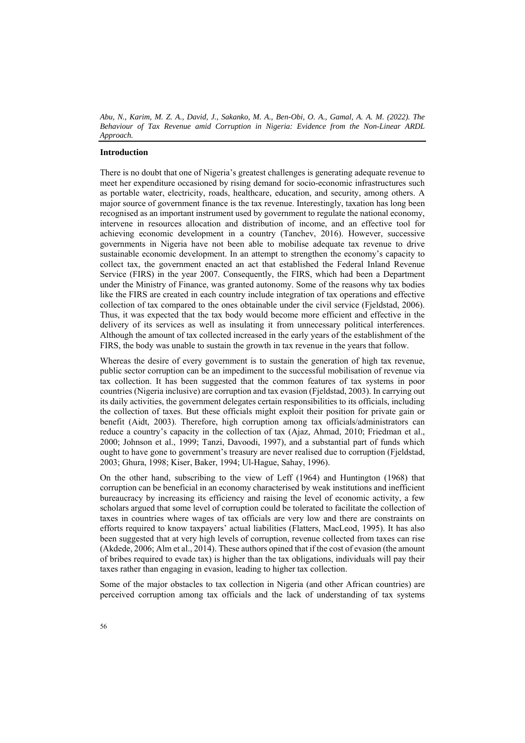## Introduction

There is no doubt that one of Nigeria's greatest challenges is generating adequate revenue to meet her expenditure occasioned by rising demand for socio-economic infrastructures such as portable water, electricity, roads, healthcare, education, and security, among others. A major source of government finance is the tax revenue. Interestingly, taxation has long been recognised as an important instrument used by government to regulate the national economy, intervene in resources allocation and distribution of income, and an effective tool for achieving economic development in a country (Tanchev, 2016). However, successive governments in Nigeria have not been able to mobilise adequate tax revenue to drive sustainable economic development. In an attempt to strengthen the economy's capacity to collect tax, the government enacted an act that established the Federal Inland Revenue Service (FIRS) in the year 2007. Consequently, the FIRS, which had been a Department under the Ministry of Finance, was granted autonomy. Some of the reasons why tax bodies like the FIRS are created in each country include integration of tax operations and effective collection of tax compared to the ones obtainable under the civil service (Fjeldstad, 2006). Thus, it was expected that the tax body would become more efficient and effective in the delivery of its services as well as insulating it from unnecessary political interferences. Although the amount of tax collected increased in the early years of the establishment of the FIRS, the body was unable to sustain the growth in tax revenue in the years that follow.

Whereas the desire of every government is to sustain the generation of high tax revenue, public sector corruption can be an impediment to the successful mobilisation of revenue via tax collection. It has been suggested that the common features of tax systems in poor countries (Nigeria inclusive) are corruption and tax evasion (Fjeldstad, 2003). In carrying out its daily activities, the government delegates certain responsibilities to its officials, including the collection of taxes. But these officials might exploit their position for private gain or benefit (Aidt, 2003). Therefore, high corruption among tax officials/administrators can reduce a country's capacity in the collection of tax (Ajaz, Ahmad, 2010; Friedman et al., 2000; Johnson et al., 1999; Tanzi, Davoodi, 1997), and a substantial part of funds which ought to have gone to government's treasury are never realised due to corruption (Fjeldstad, 2003; Ghura, 1998; Kiser, Baker, 1994; Ul-Hague, Sahay, 1996).

On the other hand, subscribing to the view of Leff (1964) and Huntington (1968) that corruption can be beneficial in an economy characterised by weak institutions and inefficient bureaucracy by increasing its efficiency and raising the level of economic activity, a few scholars argued that some level of corruption could be tolerated to facilitate the collection of taxes in countries where wages of tax officials are very low and there are constraints on efforts required to know taxpayers' actual liabilities (Flatters, MacLeod, 1995). It has also been suggested that at very high levels of corruption, revenue collected from taxes can rise (Akdede, 2006; Alm et al., 2014). These authors opined that if the cost of evasion (the amount of bribes required to evade tax) is higher than the tax obligations, individuals will pay their taxes rather than engaging in evasion, leading to higher tax collection.

Some of the major obstacles to tax collection in Nigeria (and other African countries) are perceived corruption among tax officials and the lack of understanding of tax systems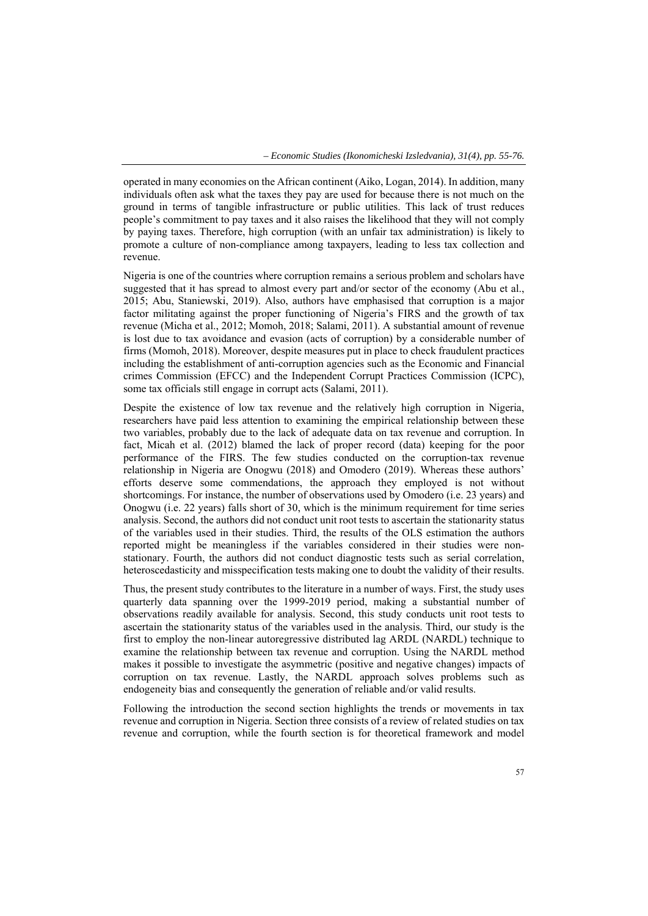operated in many economies on the African continent (Aiko, Logan, 2014). In addition, many individuals often ask what the taxes they pay are used for because there is not much on the ground in terms of tangible infrastructure or public utilities. This lack of trust reduces people's commitment to pay taxes and it also raises the likelihood that they will not comply by paying taxes. Therefore, high corruption (with an unfair tax administration) is likely to promote a culture of non-compliance among taxpayers, leading to less tax collection and revenue.

Nigeria is one of the countries where corruption remains a serious problem and scholars have suggested that it has spread to almost every part and/or sector of the economy (Abu et al., 2015; Abu, Staniewski, 2019). Also, authors have emphasised that corruption is a major factor militating against the proper functioning of Nigeria's FIRS and the growth of tax revenue (Micha et al., 2012; Momoh, 2018; Salami, 2011). A substantial amount of revenue is lost due to tax avoidance and evasion (acts of corruption) by a considerable number of firms (Momoh, 2018). Moreover, despite measures put in place to check fraudulent practices including the establishment of anti-corruption agencies such as the Economic and Financial crimes Commission (EFCC) and the Independent Corrupt Practices Commission (ICPC), some tax officials still engage in corrupt acts (Salami, 2011).

Despite the existence of low tax revenue and the relatively high corruption in Nigeria, researchers have paid less attention to examining the empirical relationship between these two variables, probably due to the lack of adequate data on tax revenue and corruption. In fact, Micah et al. (2012) blamed the lack of proper record (data) keeping for the poor performance of the FIRS. The few studies conducted on the corruption-tax revenue relationship in Nigeria are Onogwu (2018) and Omodero (2019). Whereas these authors' efforts deserve some commendations, the approach they employed is not without shortcomings. For instance, the number of observations used by Omodero (i.e. 23 years) and Onogwu (i.e. 22 years) falls short of 30, which is the minimum requirement for time series analysis. Second, the authors did not conduct unit root tests to ascertain the stationarity status of the variables used in their studies. Third, the results of the OLS estimation the authors reported might be meaningless if the variables considered in their studies were non-stationary. Fourth, the authors did not conduct diagnostic tests such as serial correlation, heteroscedasticity and misspecification tests making one to doubt the validity of their results.

Thus, the present study contributes to the literature in a number of ways. First, the study uses quarterly data spanning over the 1999-2019 period, making a substantial number of observations readily available for analysis. Second, this study conducts unit root tests to ascertain the stationarity status of the variables used in the analysis. Third, our study is the first to employ the non-linear autoregressive distributed lag ARDL (NARDL) technique to examine the relationship between tax revenue and corruption. Using the NARDL method makes it possible to investigate the asymmetric (positive and negative changes) impacts of corruption on tax revenue. Lastly, the NARDL approach solves problems such as endogeneity bias and consequently the generation of reliable and/or valid results.

Following the introduction the second section highlights the trends or movements in tax revenue and corruption in Nigeria. Section three consists of a review of related studies on tax revenue and corruption, while the fourth section is for theoretical framework and model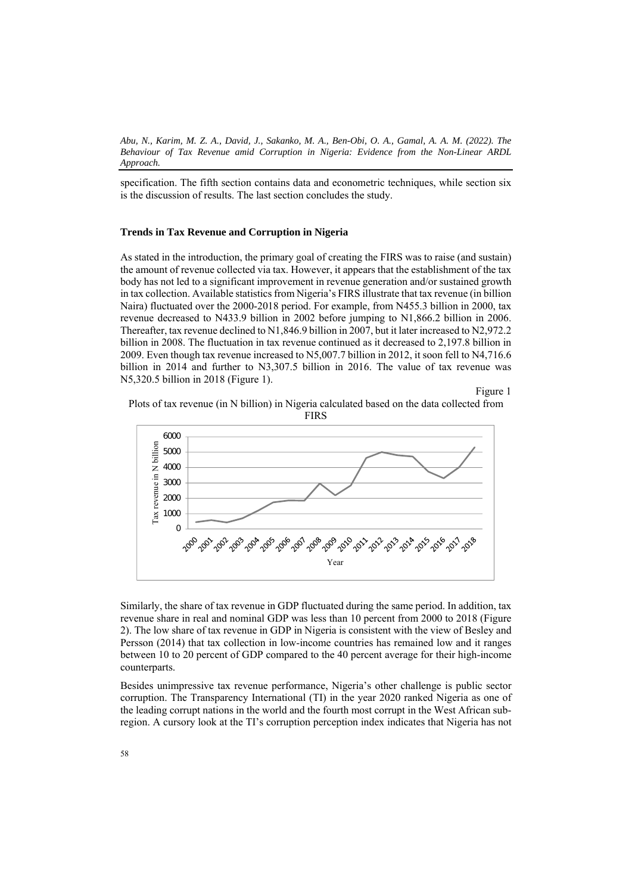specification. The fifth section contains data and econometric techniques, while section six is the discussion of results. The last section concludes the study.

### Trends in Tax Revenue and Corruption in Nigeria

As stated in the introduction, the primary goal of creating the FIRS was to raise (and sustain) the amount of revenue collected via tax. However, it appears that the establishment of the tax body has not led to a significant improvement in revenue generation and/or sustained growth in tax collection. Available statistics from Nigeria's FIRS illustrate that tax revenue (in billion Naira) fluctuated over the 2000-2018 period. For example, from N455.3 billion in 2000, tax revenue decreased to N433.9 billion in 2002 before jumping to N1,866.2 billion in 2006. Thereafter, tax revenue declined to N1,846.9 billion in 2007, but it later increased to N2,972.2 billion in 2008. The fluctuation in tax revenue continued as it decreased to 2,197.8 billion in 2009. Even though tax revenue increased to N5,007.7 billion in 2012, it soon fell to N4,716.6 billion in 2014 and further to N3,307.5 billion in 2016. The value of tax revenue was N5,320.5 billion in 2018 (Figure 1).

Figure 1

Plots of tax revenue (in N billion) in Nigeria calculated based on the data collected from FIRS

Similarly, the share of tax revenue in GDP fluctuated during the same period. In addition, tax revenue share in real and nominal GDP was less than 10 percent from 2000 to 2018 (Figure 2). The low share of tax revenue in GDP in Nigeria is consistent with the view of Besley and Persson (2014) that tax collection in low-income countries has remained low and it ranges between 10 to 20 percent of GDP compared to the 40 percent average for their high-income counterparts.

Besides unimpressive tax revenue performance, Nigeria's other challenge is public sector corruption. The Transparency International (TI) in the year 2020 ranked Nigeria as one of the leading corrupt nations in the world and the fourth most corrupt in the West African sub-region. A cursory look at the TI's corruption perception index indicates that Nigeria has not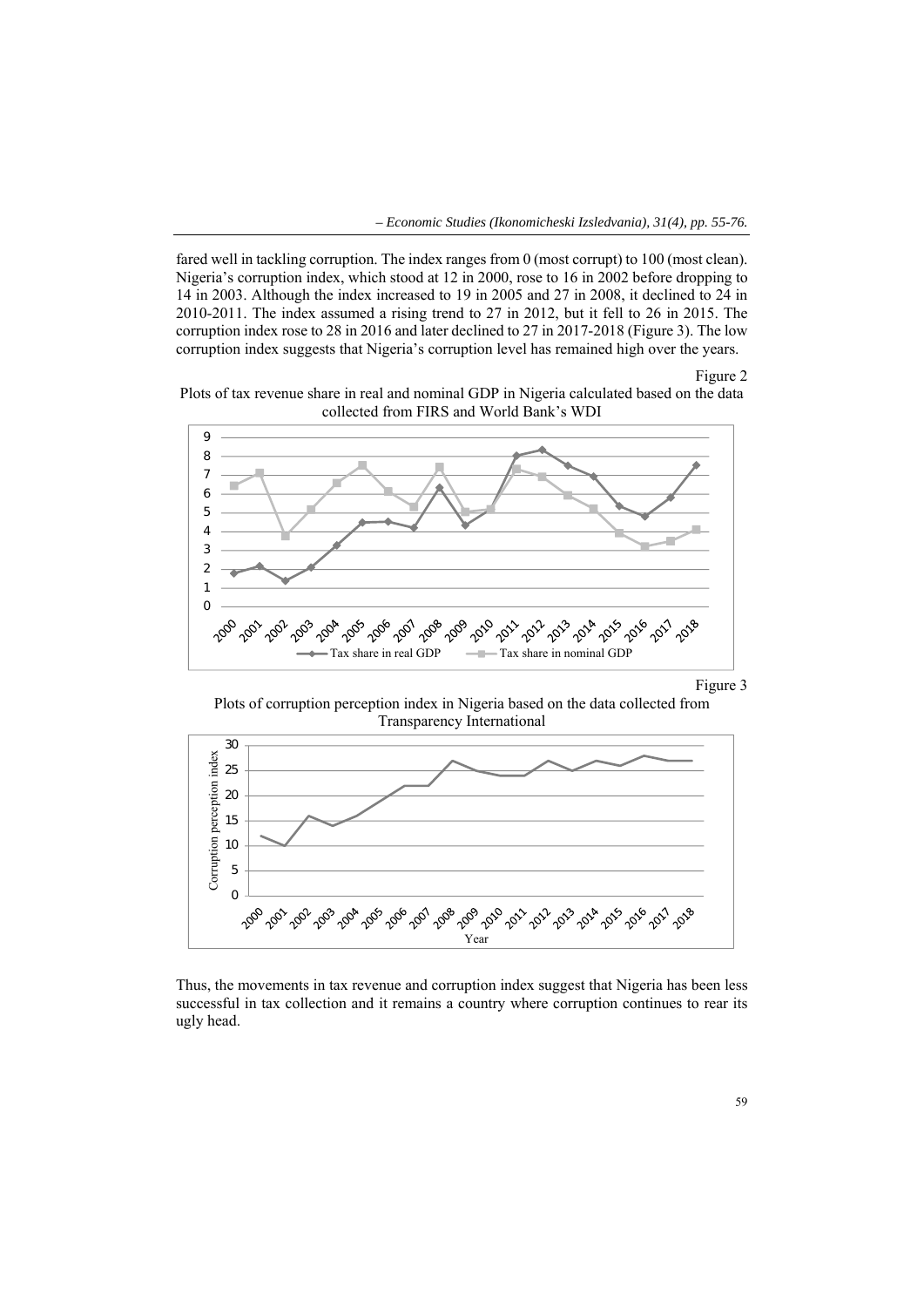fared well in tackling corruption. The index ranges from 0 (most corrupt) to 100 (most clean). Nigeria's corruption index, which stood at 12 in 2000, rose to 16 in 2002 before dropping to 14 in 2003. Although the index increased to 19 in 2005 and 27 in 2008, it declined to 24 in 2010-2011. The index assumed a rising trend to 27 in 2012, but it fell to 26 in 2015. The corruption index rose to 28 in 2016 and later declined to 27 in 2017-2018 (Figure 3). The low corruption index suggests that Nigeria's corruption level has remained high over the years.

Figure 2

Plots of tax revenue share in real and nominal GDP in Nigeria calculated based on the data collected from FIRS and World Bank's WDI

Figure 3

Plots of corruption perception index in Nigeria based on the data collected from Transparency International

Thus, the movements in tax revenue and corruption index suggest that Nigeria has been less successful in tax collection and it remains a country where corruption continues to rear its ugly head.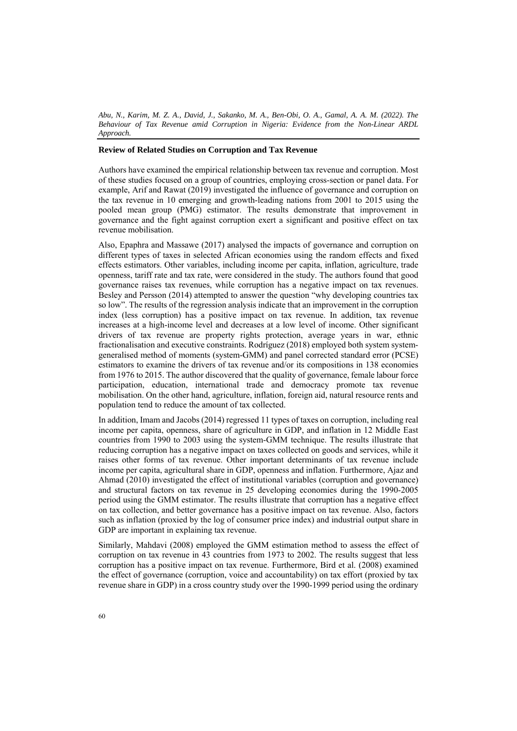## Review of Related Studies on Corruption and Tax Revenue

Authors have examined the empirical relationship between tax revenue and corruption. Most of these studies focused on a group of countries, employing cross-section or panel data. For example, Arif and Rawat (2019) investigated the influence of governance and corruption on the tax revenue in 10 emerging and growth-leading nations from 2001 to 2015 using the pooled mean group (PMG) estimator. The results demonstrate that improvement in governance and the fight against corruption exert a significant and positive effect on tax revenue mobilisation.

Also, Epaphra and Massawe (2017) analysed the impacts of governance and corruption on different types of taxes in selected African economies using the random effects and fixed effects estimators. Other variables, including income per capita, inflation, agriculture, trade openness, tariff rate and tax rate, were considered in the study. The authors found that good governance raises tax revenues, while corruption has a negative impact on tax revenues. Besley and Persson (2014) attempted to answer the question "why developing countries tax so low". The results of the regression analysis indicate that an improvement in the corruption index (less corruption) has a positive impact on tax revenue. In addition, tax revenue increases at a high-income level and decreases at a low level of income. Other significant drivers of tax revenue are property rights protection, average years in war, ethnic fractionalisation and executive constraints. Rodríguez (2018) employed both system system-generalised method of moments (system-GMM) and panel corrected standard error (PCSE) estimators to examine the drivers of tax revenue and/or its compositions in 138 economies from 1976 to 2015. The author discovered that the quality of governance, female labour force participation, education, international trade and democracy promote tax revenue mobilisation. On the other hand, agriculture, inflation, foreign aid, natural resource rents and population tend to reduce the amount of tax collected.

In addition, Imam and Jacobs (2014) regressed 11 types of taxes on corruption, including real income per capita, openness, share of agriculture in GDP, and inflation in 12 Middle East countries from 1990 to 2003 using the system-GMM technique. The results illustrate that reducing corruption has a negative impact on taxes collected on goods and services, while it raises other forms of tax revenue. Other important determinants of tax revenue include income per capita, agricultural share in GDP, openness and inflation. Furthermore, Ajaz and Ahmad (2010) investigated the effect of institutional variables (corruption and governance) and structural factors on tax revenue in 25 developing economies during the 1990-2005 period using the GMM estimator. The results illustrate that corruption has a negative effect on tax collection, and better governance has a positive impact on tax revenue. Also, factors such as inflation (proxied by the log of consumer price index) and industrial output share in GDP are important in explaining tax revenue.

Similarly, Mahdavi (2008) employed the GMM estimation method to assess the effect of corruption on tax revenue in 43 countries from 1973 to 2002. The results suggest that less corruption has a positive impact on tax revenue. Furthermore, Bird et al. (2008) examined the effect of governance (corruption, voice and accountability) on tax effort (proxied by tax revenue share in GDP) in a cross country study over the 1990-1999 period using the ordinary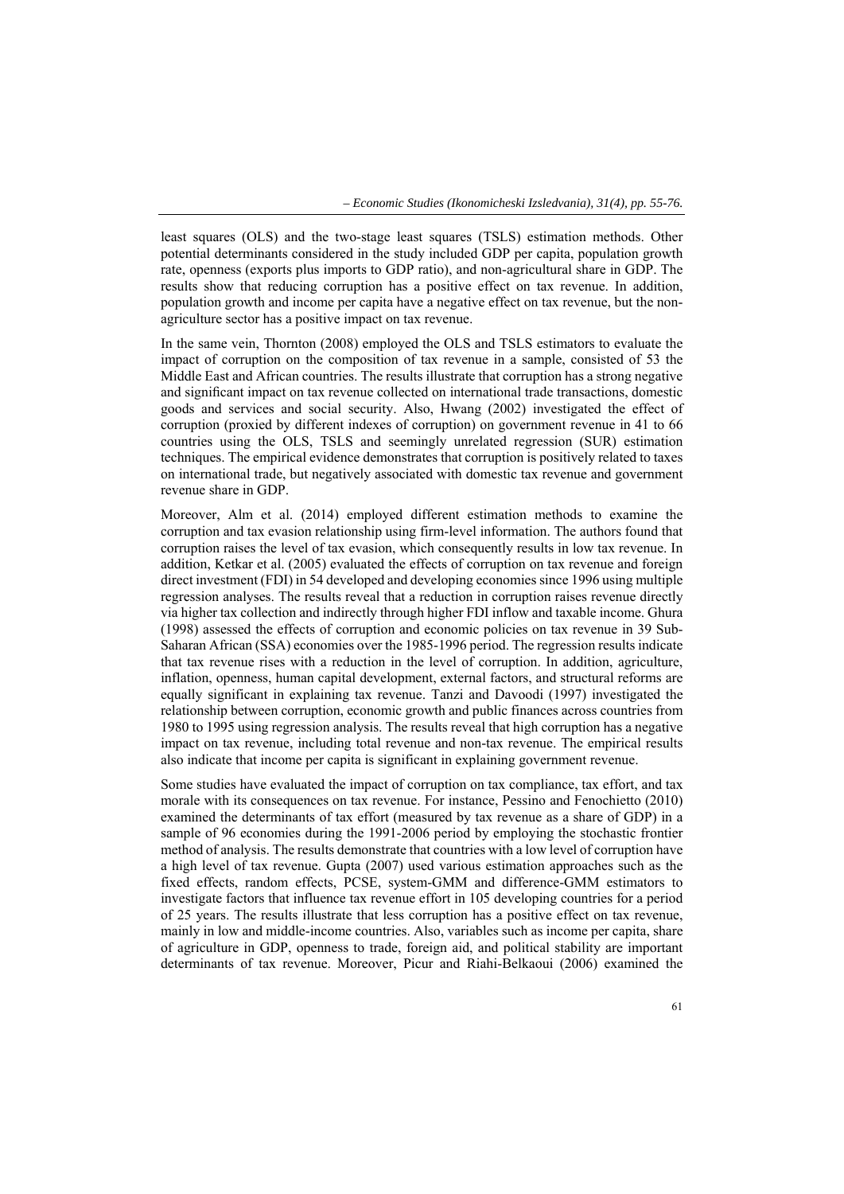least squares (OLS) and the two-stage least squares (TSLS) estimation methods. Other potential determinants considered in the study included GDP per capita, population growth rate, openness (exports plus imports to GDP ratio), and non-agricultural share in GDP. The results show that reducing corruption has a positive effect on tax revenue. In addition, population growth and income per capita have a negative effect on tax revenue, but the non-agriculture sector has a positive impact on tax revenue.

In the same vein, Thornton (2008) employed the OLS and TSLS estimators to evaluate the impact of corruption on the composition of tax revenue in a sample, consisted of 53 the Middle East and African countries. The results illustrate that corruption has a strong negative and significant impact on tax revenue collected on international trade transactions, domestic goods and services and social security. Also, Hwang (2002) investigated the effect of corruption (proxied by different indexes of corruption) on government revenue in 41 to 66 countries using the OLS, TSLS and seemingly unrelated regression (SUR) estimation techniques. The empirical evidence demonstrates that corruption is positively related to taxes on international trade, but negatively associated with domestic tax revenue and government revenue share in GDP.

Moreover, Alm et al. (2014) employed different estimation methods to examine the corruption and tax evasion relationship using firm-level information. The authors found that corruption raises the level of tax evasion, which consequently results in low tax revenue. In addition, Ketkar et al. (2005) evaluated the effects of corruption on tax revenue and foreign direct investment (FDI) in 54 developed and developing economies since 1996 using multiple regression analyses. The results reveal that a reduction in corruption raises revenue directly via higher tax collection and indirectly through higher FDI inflow and taxable income. Ghura (1998) assessed the effects of corruption and economic policies on tax revenue in 39 Sub-Saharan African (SSA) economies over the 1985-1996 period. The regression results indicate that tax revenue rises with a reduction in the level of corruption. In addition, agriculture, inflation, openness, human capital development, external factors, and structural reforms are equally significant in explaining tax revenue. Tanzi and Davoodi (1997) investigated the relationship between corruption, economic growth and public finances across countries from 1980 to 1995 using regression analysis. The results reveal that high corruption has a negative impact on tax revenue, including total revenue and non-tax revenue. The empirical results also indicate that income per capita is significant in explaining government revenue.

Some studies have evaluated the impact of corruption on tax compliance, tax effort, and tax morale with its consequences on tax revenue. For instance, Pessino and Fenochietto (2010) examined the determinants of tax effort (measured by tax revenue as a share of GDP) in a sample of 96 economies during the 1991-2006 period by employing the stochastic frontier method of analysis. The results demonstrate that countries with a low level of corruption have a high level of tax revenue. Gupta (2007) used various estimation approaches such as the fixed effects, random effects, PCSE, system-GMM and difference-GMM estimators to investigate factors that influence tax revenue effort in 105 developing countries for a period of 25 years. The results illustrate that less corruption has a positive effect on tax revenue, mainly in low and middle-income countries. Also, variables such as income per capita, share of agriculture in GDP, openness to trade, foreign aid, and political stability are important determinants of tax revenue. Moreover, Picur and Riahi-Belkaoui (2006) examined the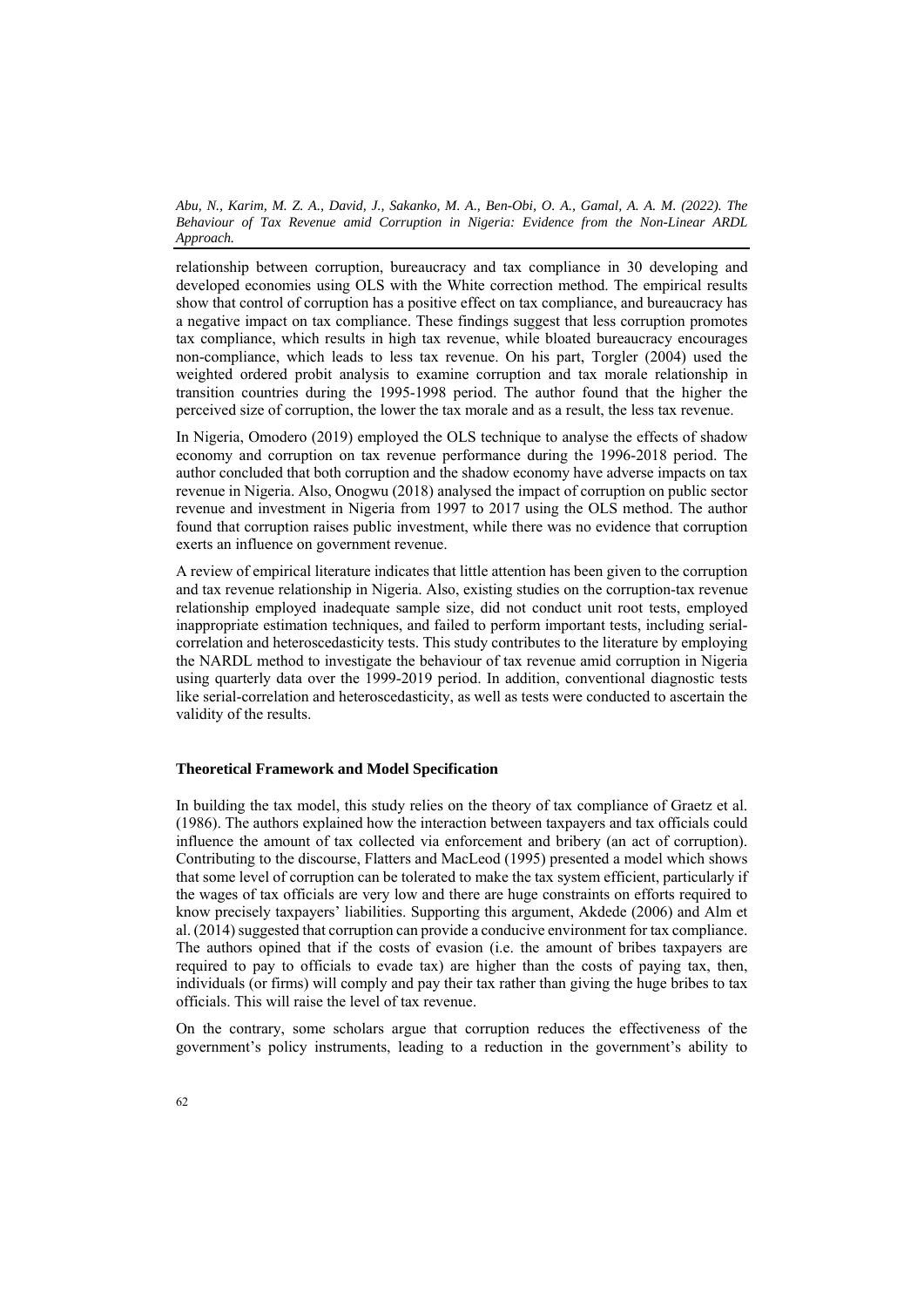relationship between corruption, bureaucracy and tax compliance in 30 developing and developed economies using OLS with the White correction method. The empirical results show that control of corruption has a positive effect on tax compliance, and bureaucracy has a negative impact on tax compliance. These findings suggest that less corruption promotes tax compliance, which results in high tax revenue, while bloated bureaucracy encourages non-compliance, which leads to less tax revenue. On his part, Torgler (2004) used the weighted ordered probit analysis to examine corruption and tax morale relationship in transition countries during the 1995-1998 period. The author found that the higher the perceived size of corruption, the lower the tax morale and as a result, the less tax revenue.

In Nigeria, Omodero (2019) employed the OLS technique to analyse the effects of shadow economy and corruption on tax revenue performance during the 1996-2018 period. The author concluded that both corruption and the shadow economy have adverse impacts on tax revenue in Nigeria. Also, Onogwu (2018) analysed the impact of corruption on public sector revenue and investment in Nigeria from 1997 to 2017 using the OLS method. The author found that corruption raises public investment, while there was no evidence that corruption exerts an influence on government revenue.

A review of empirical literature indicates that little attention has been given to the corruption and tax revenue relationship in Nigeria. Also, existing studies on the corruption-tax revenue relationship employed inadequate sample size, did not conduct unit root tests, employed inappropriate estimation techniques, and failed to perform important tests, including serial-correlation and heteroscedasticity tests. This study contributes to the literature by employing the NARDL method to investigate the behaviour of tax revenue amid corruption in Nigeria using quarterly data over the 1999-2019 period. In addition, conventional diagnostic tests like serial-correlation and heteroscedasticity, as well as tests were conducted to ascertain the validity of the results.

### Theoretical Framework and Model Specification

In building the tax model, this study relies on the theory of tax compliance of Graetz et al. (1986). The authors explained how the interaction between taxpayers and tax officials could influence the amount of tax collected via enforcement and bribery (an act of corruption). Contributing to the discourse, Flatters and MacLeod (1995) presented a model which shows that some level of corruption can be tolerated to make the tax system efficient, particularly if the wages of tax officials are very low and there are huge constraints on efforts required to know precisely taxpayers' liabilities. Supporting this argument, Akdede (2006) and Alm et al. (2014) suggested that corruption can provide a conducive environment for tax compliance. The authors opined that if the costs of evasion (i.e. the amount of bribes taxpayers are required to pay to officials to evade tax) are higher than the costs of paying tax, then, individuals (or firms) will comply and pay their tax rather than giving the huge bribes to tax officials. This will raise the level of tax revenue.

On the contrary, some scholars argue that corruption reduces the effectiveness of the government's policy instruments, leading to a reduction in the government's ability to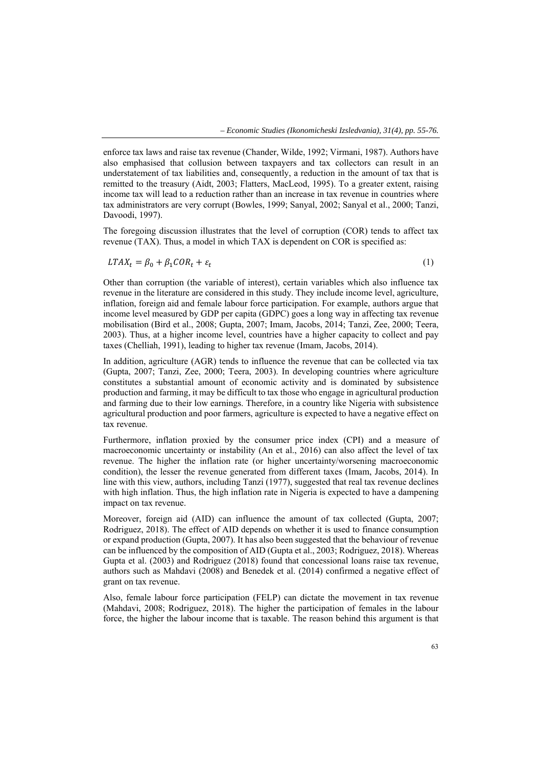enforce tax laws and raise tax revenue (Chander, Wilde, 1992; Virmani, 1987). Authors have also emphasised that collusion between taxpayers and tax collectors can result in an understatement of tax liabilities and, consequently, a reduction in the amount of tax that is remitted to the treasury (Aidt, 2003; Flatters, MacLeod, 1995). To a greater extent, raising income tax will lead to a reduction rather than an increase in tax revenue in countries where tax administrators are very corrupt (Bowles, 1999; Sanyal, 2002; Sanyal et al., 2000; Tanzi, Davoodi, 1997).

The foregoing discussion illustrates that the level of corruption (COR) tends to affect tax revenue (TAX). Thus, a model in which TAX is dependent on COR is specified as:

$$LTAX_t = \beta_0 + \beta_1 COR_t + \varepsilon_t \tag{1}$$

Other than corruption (the variable of interest), certain variables which also influence tax revenue in the literature are considered in this study. They include income level, agriculture, inflation, foreign aid and female labour force participation. For example, authors argue that income level measured by GDP per capita (GDPC) goes a long way in affecting tax revenue mobilisation (Bird et al., 2008; Gupta, 2007; Imam, Jacobs, 2014; Tanzi, Zee, 2000; Teera, 2003). Thus, at a higher income level, countries have a higher capacity to collect and pay taxes (Chelliah, 1991), leading to higher tax revenue (Imam, Jacobs, 2014).

In addition, agriculture (AGR) tends to influence the revenue that can be collected via tax (Gupta, 2007; Tanzi, Zee, 2000; Teera, 2003). In developing countries where agriculture constitutes a substantial amount of economic activity and is dominated by subsistence production and farming, it may be difficult to tax those who engage in agricultural production and farming due to their low earnings. Therefore, in a country like Nigeria with subsistence agricultural production and poor farmers, agriculture is expected to have a negative effect on tax revenue.

Furthermore, inflation proxied by the consumer price index (CPI) and a measure of macroeconomic uncertainty or instability (An et al., 2016) can also affect the level of tax revenue. The higher the inflation rate (or higher uncertainty/worsening macroeconomic condition), the lesser the revenue generated from different taxes (Imam, Jacobs, 2014). In line with this view, authors, including Tanzi (1977), suggested that real tax revenue declines with high inflation. Thus, the high inflation rate in Nigeria is expected to have a dampening impact on tax revenue.

Moreover, foreign aid (AID) can influence the amount of tax collected (Gupta, 2007; Rodriguez, 2018). The effect of AID depends on whether it is used to finance consumption or expand production (Gupta, 2007). It has also been suggested that the behaviour of revenue can be influenced by the composition of AID (Gupta et al., 2003; Rodriguez, 2018). Whereas Gupta et al. (2003) and Rodriguez (2018) found that concessional loans raise tax revenue, authors such as Mahdavi (2008) and Benedek et al. (2014) confirmed a negative effect of grant on tax revenue.

Also, female labour force participation (FELP) can dictate the movement in tax revenue (Mahdavi, 2008; Rodriguez, 2018). The higher the participation of females in the labour force, the higher the labour income that is taxable. The reason behind this argument is that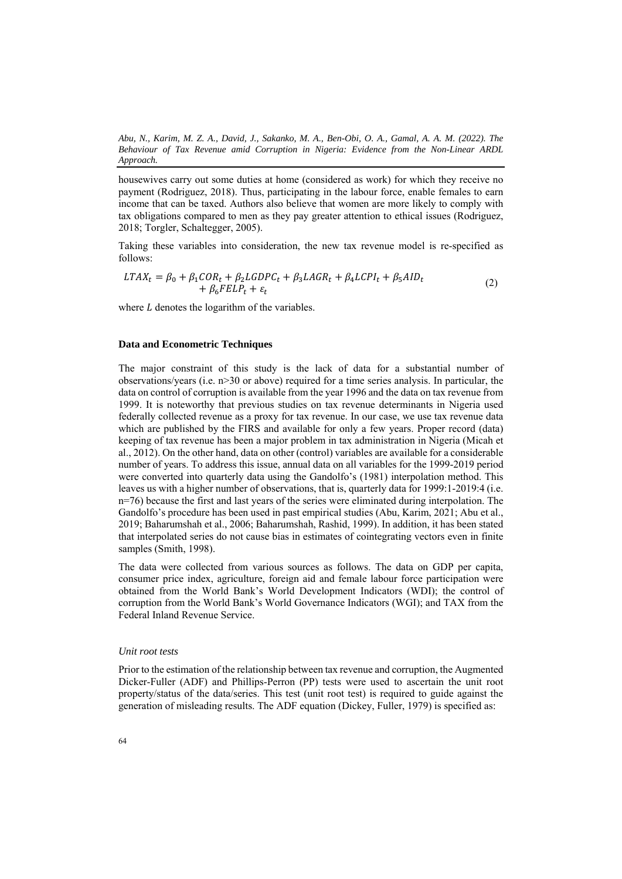housewives carry out some duties at home (considered as work) for which they receive no payment (Rodriguez, 2018). Thus, participating in the labour force, enable females to earn income that can be taxed. Authors also believe that women are more likely to comply with tax obligations compared to men as they pay greater attention to ethical issues (Rodriguez, 2018; Torgler, Schaltegger, 2005).

Taking these variables into consideration, the new tax revenue model is re-specified as follows:

$$LTAX_t = \beta_0 + \beta_1 COR_t + \beta_2 LGDPC_t + \beta_3 LAGR_t + \beta_4 LCPI_t + \beta_5 AID_t + \beta_6 FELP_t + \varepsilon_t \tag{2}$$

where $L$ denotes the logarithm of the variables.

### Data and Econometric Techniques

The major constraint of this study is the lack of data for a substantial number of observations/years (i.e. n>30 or above) required for a time series analysis. In particular, the data on control of corruption is available from the year 1996 and the data on tax revenue from 1999. It is noteworthy that previous studies on tax revenue determinants in Nigeria used federally collected revenue as a proxy for tax revenue. In our case, we use tax revenue data which are published by the FIRS and available for only a few years. Proper record (data) keeping of tax revenue has been a major problem in tax administration in Nigeria (Micah et al., 2012). On the other hand, data on other (control) variables are available for a considerable number of years. To address this issue, annual data on all variables for the 1999-2019 period were converted into quarterly data using the Gandolfo's (1981) interpolation method. This leaves us with a higher number of observations, that is, quarterly data for 1999:1-2019:4 (i.e. n=76) because the first and last years of the series were eliminated during interpolation. The Gandolfo's procedure has been used in past empirical studies (Abu, Karim, 2021; Abu et al., 2019; Baharumshah et al., 2006; Baharumshah, Rashid, 1999). In addition, it has been stated that interpolated series do not cause bias in estimates of cointegrating vectors even in finite samples (Smith, 1998).

The data were collected from various sources as follows. The data on GDP per capita, consumer price index, agriculture, foreign aid and female labour force participation were obtained from the World Bank's World Development Indicators (WDI); the control of corruption from the World Bank's World Governance Indicators (WGI); and TAX from the Federal Inland Revenue Service.

#### *Unit root tests*

Prior to the estimation of the relationship between tax revenue and corruption, the Augmented Dicker-Fuller (ADF) and Phillips-Perron (PP) tests were used to ascertain the unit root property/status of the data/series. This test (unit root test) is required to guide against the generation of misleading results. The ADF equation (Dickey, Fuller, 1979) is specified as: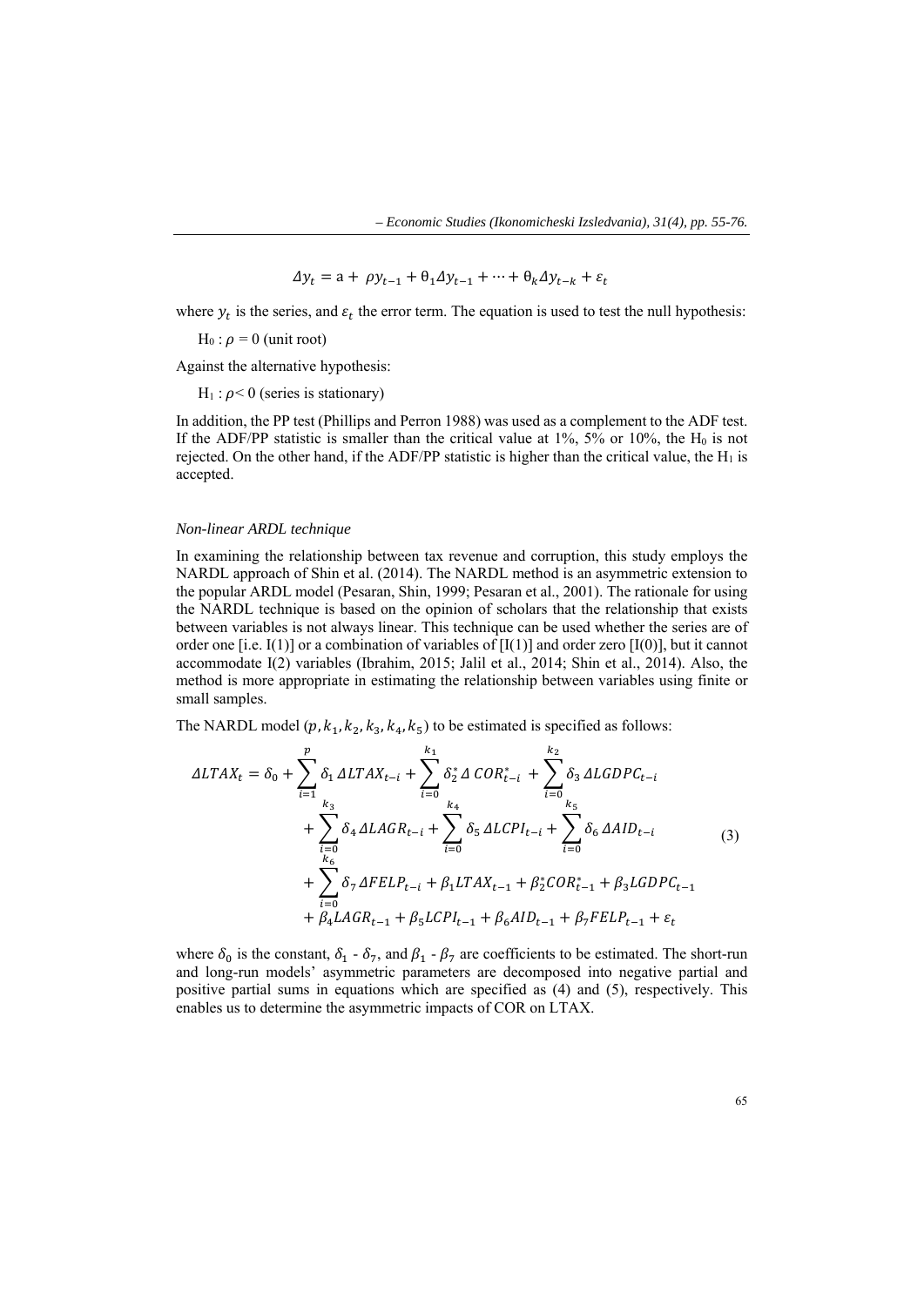$$\Delta y_t = \text{a} + \rho y_{t-1} + \theta_1 \Delta y_{t-1} + \cdots + \theta_k \Delta y_{t-k} + \varepsilon_t$$

where $y_t$ is the series, and $\varepsilon_t$ the error term. The equation is used to test the null hypothesis:

$H_0 : \rho = 0$ (unit root)

Against the alternative hypothesis:

$H_1 : \rho < 0$ (series is stationary)

In addition, the PP test (Phillips and Perron 1988) was used as a complement to the ADF test. If the ADF/PP statistic is smaller than the critical value at 1%, 5% or 10%, the $H_0$ is not rejected. On the other hand, if the ADF/PP statistic is higher than the critical value, the $H_1$ is accepted.

### *Non-linear ARDL technique*

In examining the relationship between tax revenue and corruption, this study employs the NARDL approach of Shin et al. (2014). The NARDL method is an asymmetric extension to the popular ARDL model (Pesaran, Shin, 1999; Pesaran et al., 2001). The rationale for using the NARDL technique is based on the opinion of scholars that the relationship that exists between variables is not always linear. This technique can be used whether the series are of order one [i.e. I(1)] or a combination of variables of [I(1)] and order zero [I(0)], but it cannot accommodate I(2) variables (Ibrahim, 2015; Jalil et al., 2014; Shin et al., 2014). Also, the method is more appropriate in estimating the relationship between variables using finite or small samples.

The NARDL model $(p, k_1, k_2, k_3, k_4, k_5)$ to be estimated is specified as follows:

$$\begin{aligned} \Delta LTAX_t = \delta_0 &+ \sum_{i=1}^{p} \delta_1 \Delta LTAX_{t-i} + \sum_{i=0}^{k_1} \delta_2^* \Delta\, COR_{t-i}^* + \sum_{i=0}^{k_2} \delta_3 \Delta LGDPC_{t-i} \\ &+ \sum_{i=0}^{k_3} \delta_4 \Delta LAGR_{t-i} + \sum_{i=0}^{k_4} \delta_5 \Delta LCPI_{t-i} + \sum_{i=0}^{k_5} \delta_6 \Delta AID_{t-i} \\ &+ \sum_{i=0}^{k_6} \delta_7 \Delta FELP_{t-i} + \beta_1 LTAX_{t-1} + \beta_2^* COR_{t-1}^* + \beta_3 LGDPC_{t-1} \\ &+ \beta_4 LAGR_{t-1} + \beta_5 LCPI_{t-1} + \beta_6 AID_{t-1} + \beta_7 FELP_{t-1} + \varepsilon_t \end{aligned} \tag{3}$$

where $\delta_0$ is the constant, $\delta_1$ - $\delta_7$, and $\beta_1$ - $\beta_7$ are coefficients to be estimated. The short-run and long-run models' asymmetric parameters are decomposed into negative partial and positive partial sums in equations which are specified as (4) and (5), respectively. This enables us to determine the asymmetric impacts of COR on LTAX.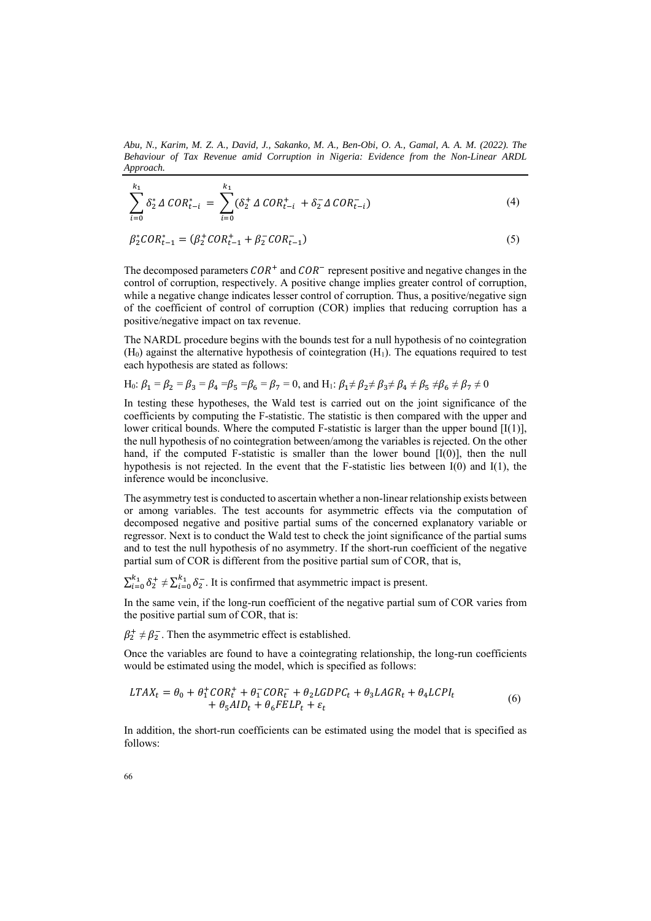$$\sum_{i=0}^{k_1} \delta_2^* \Delta COR_{t-i}^* = \sum_{i=0}^{k_1} (\delta_2^+ \Delta COR_{t-i}^+ + \delta_2^- \Delta COR_{t-i}^-) \tag{4}$$

$$\beta_2^* COR_{t-1}^* = (\beta_2^+ COR_{t-1}^+ + \beta_2^- COR_{t-1}^-) \tag{5}$$

The decomposed parameters $COR^+$ and $COR^-$ represent positive and negative changes in the control of corruption, respectively. A positive change implies greater control of corruption, while a negative change indicates lesser control of corruption. Thus, a positive/negative sign of the coefficient of control of corruption (COR) implies that reducing corruption has a positive/negative impact on tax revenue.

The NARDL procedure begins with the bounds test for a null hypothesis of no cointegration ($H_0$) against the alternative hypothesis of cointegration ($H_1$). The equations required to test each hypothesis are stated as follows:

$H_0$: $\beta_1 = \beta_2 = \beta_3 = \beta_4 = \beta_5 = \beta_6 = \beta_7 = 0$, and $H_1$: $\beta_1 \neq \beta_2 \neq \beta_3 \neq \beta_4 \neq \beta_5 \neq \beta_6 \neq \beta_7 \neq 0$

In testing these hypotheses, the Wald test is carried out on the joint significance of the coefficients by computing the F-statistic. The statistic is then compared with the upper and lower critical bounds. Where the computed F-statistic is larger than the upper bound [I(1)], the null hypothesis of no cointegration between/among the variables is rejected. On the other hand, if the computed F-statistic is smaller than the lower bound [I(0)], then the null hypothesis is not rejected. In the event that the F-statistic lies between I(0) and I(1), the inference would be inconclusive.

The asymmetry test is conducted to ascertain whether a non-linear relationship exists between or among variables. The test accounts for asymmetric effects via the computation of decomposed negative and positive partial sums of the concerned explanatory variable or regressor. Next is to conduct the Wald test to check the joint significance of the partial sums and to test the null hypothesis of no asymmetry. If the short-run coefficient of the negative partial sum of COR is different from the positive partial sum of COR, that is,

$\sum_{i=0}^{k_1} \delta_2^+ \neq \sum_{i=0}^{k_1} \delta_2^-$. It is confirmed that asymmetric impact is present.

In the same vein, if the long-run coefficient of the negative partial sum of COR varies from the positive partial sum of COR, that is:

$\beta_2^+ \neq \beta_2^-$. Then the asymmetric effect is established.

Once the variables are found to have a cointegrating relationship, the long-run coefficients would be estimated using the model, which is specified as follows:

$$LTAX_t = \theta_0 + \theta_1^+ COR_t^+ + \theta_1^- COR_t^- + \theta_2 LGDPC_t + \theta_3 LAGR_t + \theta_4 LCPI_t + \theta_5 AID_t + \theta_6 FELP_t + \varepsilon_t \tag{6}$$

In addition, the short-run coefficients can be estimated using the model that is specified as follows: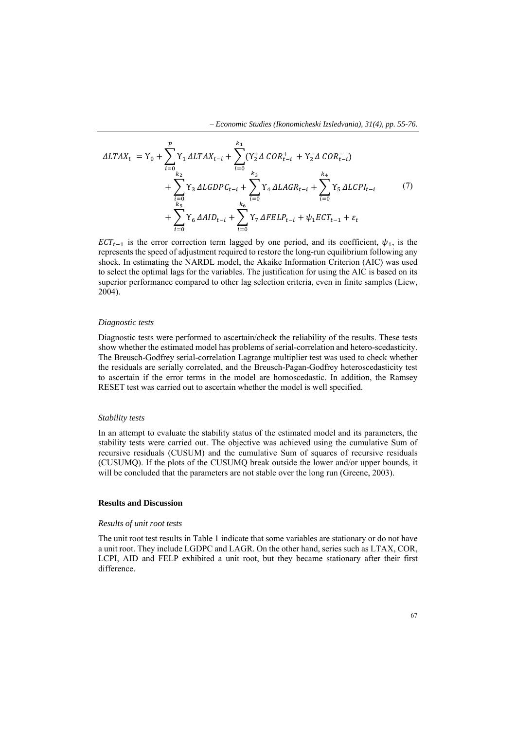$$
\begin{aligned}
\Delta LTAX_t = \Upsilon_0 &+ \sum_{i=0}^{p} \Upsilon_1 \Delta LTAX_{t-i} + \sum_{i=0}^{k_1} (\Upsilon_2^{+} \Delta COR_{t-i}^{+} + \Upsilon_2^{-} \Delta COR_{t-i}^{-}) \\
&+ \sum_{i=0}^{k_2} \Upsilon_3 \Delta LGDPC_{t-i} + \sum_{i=0}^{k_3} \Upsilon_4 \Delta LAGR_{t-i} + \sum_{i=0}^{k_4} \Upsilon_5 \Delta LCPI_{t-i} \\
&+ \sum_{i=0}^{k_5} \Upsilon_6 \Delta AID_{t-i} + \sum_{i=0}^{k_6} \Upsilon_7 \Delta FELP_{t-i} + \psi_1 ECT_{t-1} + \varepsilon_t
\end{aligned}
\tag{7}
$$

$ECT_{t-1}$ is the error correction term lagged by one period, and its coefficient, $\psi_1$, is the represents the speed of adjustment required to restore the long-run equilibrium following any shock. In estimating the NARDL model, the Akaike Information Criterion (AIC) was used to select the optimal lags for the variables. The justification for using the AIC is based on its superior performance compared to other lag selection criteria, even in finite samples (Liew, 2004).

*Diagnostic tests*

Diagnostic tests were performed to ascertain/check the reliability of the results. These tests show whether the estimated model has problems of serial-correlation and hetero-scedasticity. The Breusch-Godfrey serial-correlation Lagrange multiplier test was used to check whether the residuals are serially correlated, and the Breusch-Pagan-Godfrey heteroscedasticity test to ascertain if the error terms in the model are homoscedastic. In addition, the Ramsey RESET test was carried out to ascertain whether the model is well specified.

*Stability tests*

In an attempt to evaluate the stability status of the estimated model and its parameters, the stability tests were carried out. The objective was achieved using the cumulative Sum of recursive residuals (CUSUM) and the cumulative Sum of squares of recursive residuals (CUSUMQ). If the plots of the CUSUMQ break outside the lower and/or upper bounds, it will be concluded that the parameters are not stable over the long run (Greene, 2003).

## Results and Discussion

*Results of unit root tests*

The unit root test results in Table 1 indicate that some variables are stationary or do not have a unit root. They include LGDPC and LAGR. On the other hand, series such as LTAX, COR, LCPI, AID and FELP exhibited a unit root, but they became stationary after their first difference.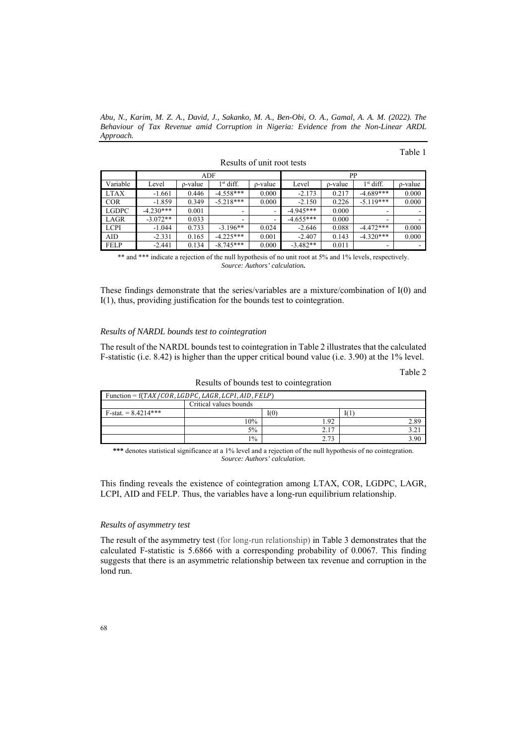Table 1

Results of unit root tests

| | ADF | | | | PP | | | |
|---|---|---|---|---|---|---|---|---|
| Variable | Level | ρ-value | 1st diff. | ρ-value | Level | ρ-value | 1st diff. | ρ-value |
| LTAX | -1.661 | 0.446 | -4.558*** | 0.000 | -2.173 | 0.217 | -4.689*** | 0.000 |
| COR | -1.859 | 0.349 | -5.218*** | 0.000 | -2.150 | 0.226 | -5.119*** | 0.000 |
| LGDPC | -4.230*** | 0.001 | - | - | -4.945*** | 0.000 | - | - |
| LAGR | -3.072** | 0.033 | - | - | -4.655*** | 0.000 | - | - |
| LCPI | -1.044 | 0.733 | -3.196** | 0.024 | -2.646 | 0.088 | -4.472*** | 0.000 |
| AID | -2.331 | 0.165 | -4.225*** | 0.001 | -2.407 | 0.143 | -4.320*** | 0.000 |
| FELP | -2.441 | 0.134 | -8.745*** | 0.000 | -3.482** | 0.011 | - | - |

** and *** indicate a rejection of the null hypothesis of no unit root at 5% and 1% levels, respectively.
*Source: Authors' calculation.*

These findings demonstrate that the series/variables are a mixture/combination of I(0) and I(1), thus, providing justification for the bounds test to cointegration.

#### *Results of NARDL bounds test to cointegration*

The result of the NARDL bounds test to cointegration in Table 2 illustrates that the calculated F-statistic (i.e. 8.42) is higher than the upper critical bound value (i.e. 3.90) at the 1% level.

Table 2

Results of bounds test to cointegration

| Function = f($TAX/COR, LGDPC, LAGR, LCPI, AID, FELP$) | | | |
|---|---|---|---|
| | Critical values bounds | | |
| F-stat. = 8.4214*** | | I(0) | I(1) |
| | 10% | 1.92 | 2.89 |
| | 5% | 2.17 | 3.21 |
| | 1% | 2.73 | 3.90 |

**\*\*\*** denotes statistical significance at a 1% level and a rejection of the null hypothesis of no cointegration.
*Source: Authors' calculation.*

This finding reveals the existence of cointegration among LTAX, COR, LGDPC, LAGR, LCPI, AID and FELP. Thus, the variables have a long-run equilibrium relationship.

#### *Results of asymmetry test*

The result of the asymmetry test (for long-run relationship) in Table 3 demonstrates that the calculated F-statistic is 5.6866 with a corresponding probability of 0.0067. This finding suggests that there is an asymmetric relationship between tax revenue and corruption in the lond run.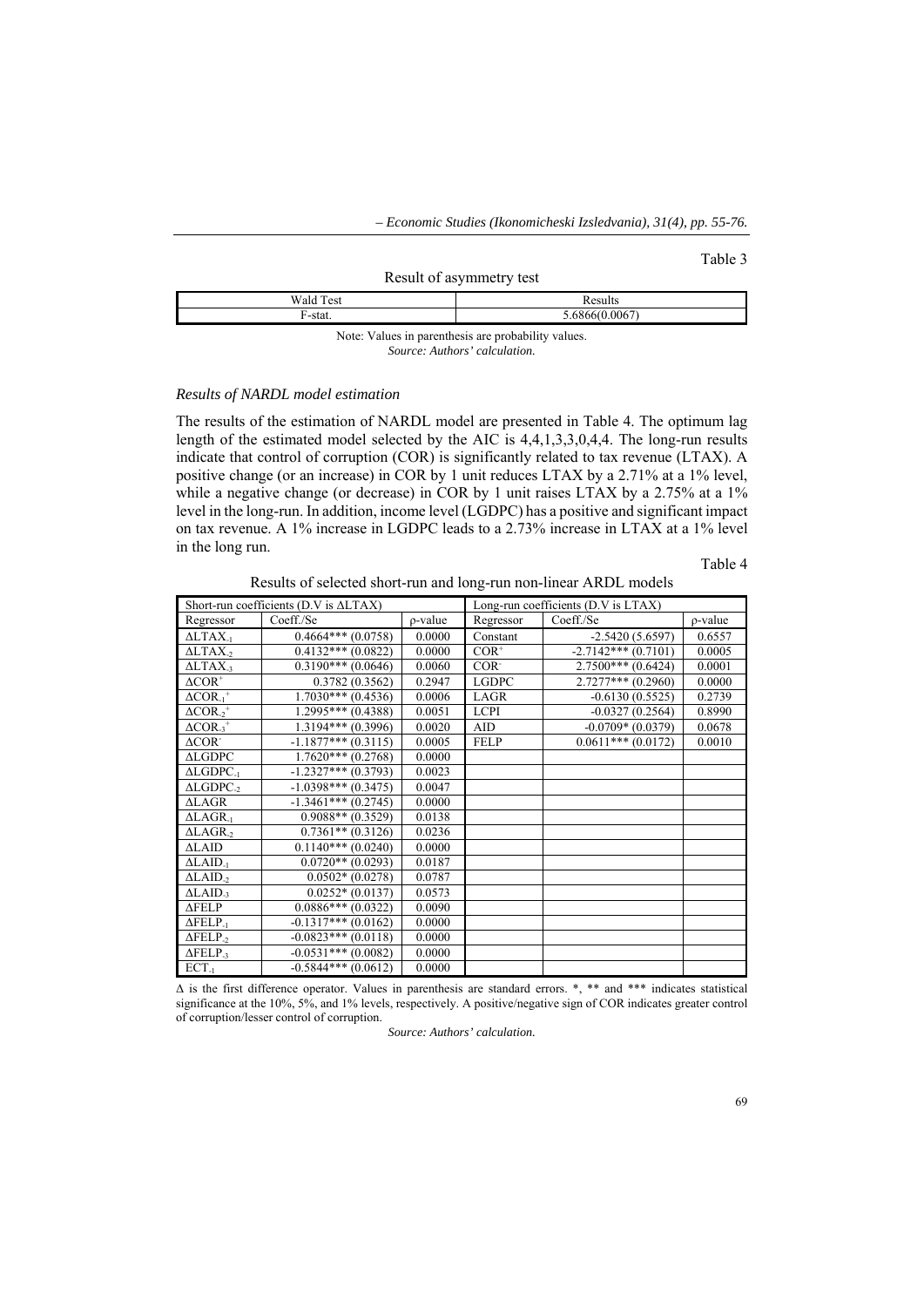Table 3

Result of asymmetry test

| Wald Test | Results |
|---|---|
| F-stat. | 5.6866(0.0067) |

Note: Values in parenthesis are probability values.

*Source: Authors' calculation.*

### *Results of NARDL model estimation*

The results of the estimation of NARDL model are presented in Table 4. The optimum lag length of the estimated model selected by the AIC is 4,4,1,3,3,0,4,4. The long-run results indicate that control of corruption (COR) is significantly related to tax revenue (LTAX). A positive change (or an increase) in COR by 1 unit reduces LTAX by a 2.71% at a 1% level, while a negative change (or decrease) in COR by 1 unit raises LTAX by a 2.75% at a 1% level in the long-run. In addition, income level (LGDPC) has a positive and significant impact on tax revenue. A 1% increase in LGDPC leads to a 2.73% increase in LTAX at a 1% level in the long run.

Table 4

Results of selected short-run and long-run non-linear ARDL models

| Short-run coefficients (D.V is ΔLTAX) | | | Long-run coefficients (D.V is LTAX) | | |
|---|---|---|---|---|---|
| Regressor | Coeff./Se | ρ-value | Regressor | Coeff./Se | ρ-value |
| $\Delta LTAX_{-1}$ | 0.4664*** (0.0758) | 0.0000 | Constant | -2.5420 (5.6597) | 0.6557 |
| $\Delta LTAX_{-2}$ | 0.4132*** (0.0822) | 0.0000 | $COR^{+}$ | -2.7142*** (0.7101) | 0.0005 |
| $\Delta LTAX_{-3}$ | 0.3190*** (0.0646) | 0.0060 | $COR^{-}$ | 2.7500*** (0.6424) | 0.0001 |
| $\Delta COR^{+}$ | 0.3782 (0.3562) | 0.2947 | LGDPC | 2.7277*** (0.2960) | 0.0000 |
| $\Delta COR_{-1}^{+}$ | 1.7030*** (0.4536) | 0.0006 | LAGR | -0.6130 (0.5525) | 0.2739 |
| $\Delta COR_{-2}^{+}$ | 1.2995*** (0.4388) | 0.0051 | LCPI | -0.0327 (0.2564) | 0.8990 |
| $\Delta COR_{-3}^{+}$ | 1.3194*** (0.3996) | 0.0020 | AID | -0.0709* (0.0379) | 0.0678 |
| $\Delta COR^{-}$ | -1.1877*** (0.3115) | 0.0005 | FELP | 0.0611*** (0.0172) | 0.0010 |
| ΔLGDPC | 1.7620*** (0.2768) | 0.0000 | | | |
| $\Delta LGDPC_{-1}$ | -1.2327*** (0.3793) | 0.0023 | | | |
| $\Delta LGDPC_{-2}$ | -1.0398*** (0.3475) | 0.0047 | | | |
| ΔLAGR | -1.3461*** (0.2745) | 0.0000 | | | |
| $\Delta LAGR_{-1}$ | 0.9088** (0.3529) | 0.0138 | | | |
| $\Delta LAGR_{-2}$ | 0.7361** (0.3126) | 0.0236 | | | |
| ΔLAID | 0.1140*** (0.0240) | 0.0000 | | | |
| $\Delta LAID_{-1}$ | 0.0720** (0.0293) | 0.0187 | | | |
| $\Delta LAID_{-2}$ | 0.0502* (0.0278) | 0.0787 | | | |
| $\Delta LAID_{-3}$ | 0.0252* (0.0137) | 0.0573 | | | |
| ΔFELP | 0.0886*** (0.0322) | 0.0090 | | | |
| $\Delta FELP_{-1}$ | -0.1317*** (0.0162) | 0.0000 | | | |
| $\Delta FELP_{-2}$ | -0.0823*** (0.0118) | 0.0000 | | | |
| $\Delta FELP_{-3}$ | -0.0531*** (0.0082) | 0.0000 | | | |
| $ECT_{-1}$ | -0.5844*** (0.0612) | 0.0000 | | | |

Δ is the first difference operator. Values in parenthesis are standard errors. *, ** and *** indicates statistical significance at the 10%, 5%, and 1% levels, respectively. A positive/negative sign of COR indicates greater control of corruption/lesser control of corruption.

*Source: Authors' calculation.*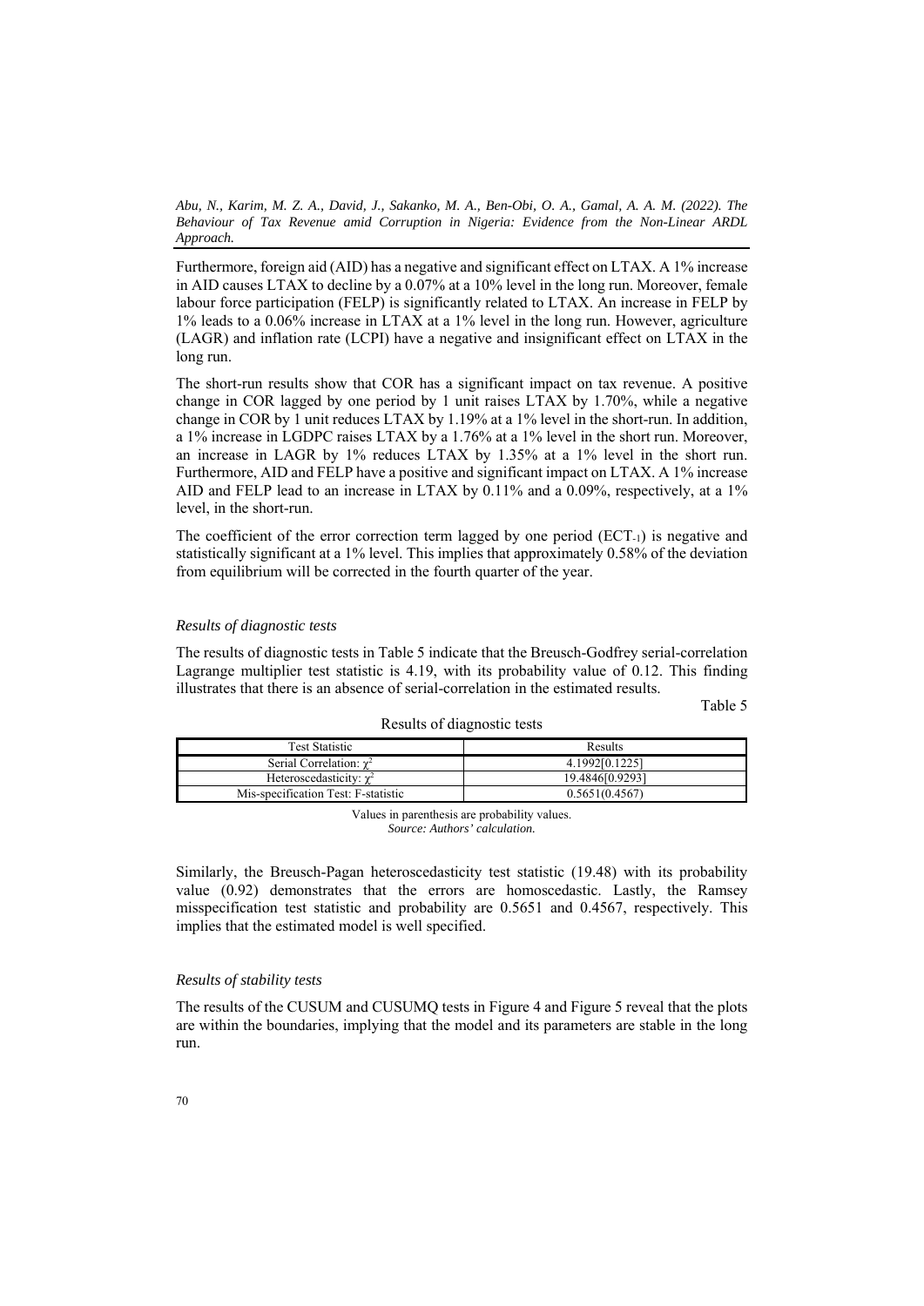Furthermore, foreign aid (AID) has a negative and significant effect on LTAX. A 1% increase in AID causes LTAX to decline by a 0.07% at a 10% level in the long run. Moreover, female labour force participation (FELP) is significantly related to LTAX. An increase in FELP by 1% leads to a 0.06% increase in LTAX at a 1% level in the long run. However, agriculture (LAGR) and inflation rate (LCPI) have a negative and insignificant effect on LTAX in the long run.

The short-run results show that COR has a significant impact on tax revenue. A positive change in COR lagged by one period by 1 unit raises LTAX by 1.70%, while a negative change in COR by 1 unit reduces LTAX by 1.19% at a 1% level in the short-run. In addition, a 1% increase in LGDPC raises LTAX by a 1.76% at a 1% level in the short run. Moreover, an increase in LAGR by 1% reduces LTAX by 1.35% at a 1% level in the short run. Furthermore, AID and FELP have a positive and significant impact on LTAX. A 1% increase AID and FELP lead to an increase in LTAX by 0.11% and a 0.09%, respectively, at a 1% level, in the short-run.

The coefficient of the error correction term lagged by one period ($ECT_{-1}$) is negative and statistically significant at a 1% level. This implies that approximately 0.58% of the deviation from equilibrium will be corrected in the fourth quarter of the year.

*Results of diagnostic tests*

The results of diagnostic tests in Table 5 indicate that the Breusch-Godfrey serial-correlation Lagrange multiplier test statistic is 4.19, with its probability value of 0.12. This finding illustrates that there is an absence of serial-correlation in the estimated results.

Table 5

Results of diagnostic tests

| Test Statistic | Results |
|---|---|
| Serial Correlation: $\chi^2$ | 4.1992[0.1225] |
| Heteroscedasticity: $\chi^2$ | 19.4846[0.9293] |
| Mis-specification Test: F-statistic | 0.5651(0.4567) |

Values in parenthesis are probability values.
*Source: Authors' calculation.*

Similarly, the Breusch-Pagan heteroscedasticity test statistic (19.48) with its probability value (0.92) demonstrates that the errors are homoscedastic. Lastly, the Ramsey misspecification test statistic and probability are 0.5651 and 0.4567, respectively. This implies that the estimated model is well specified.

*Results of stability tests*

The results of the CUSUM and CUSUMQ tests in Figure 4 and Figure 5 reveal that the plots are within the boundaries, implying that the model and its parameters are stable in the long run.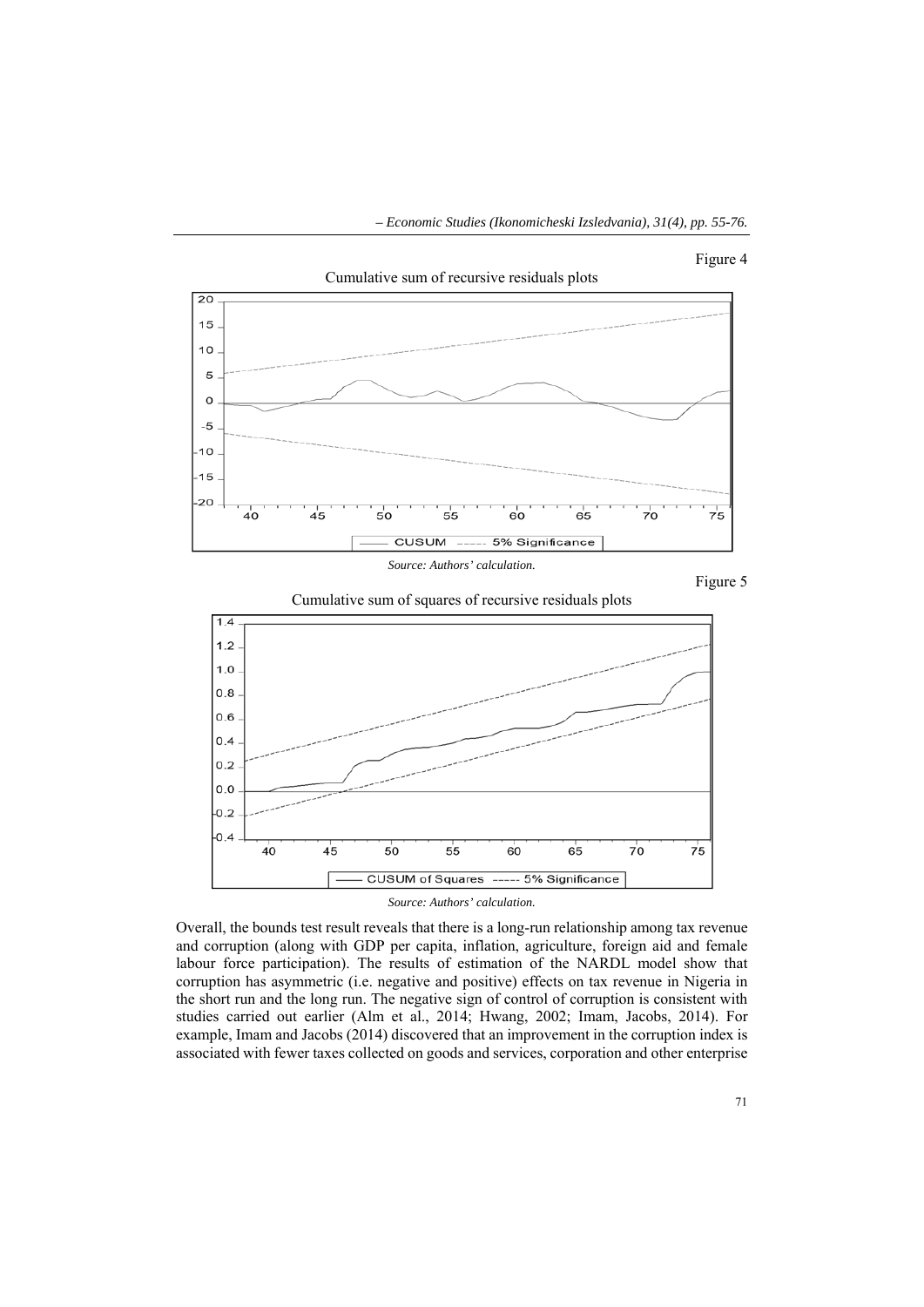Figure 4

Cumulative sum of recursive residuals plots

*Source: Authors' calculation.*

Figure 5

Cumulative sum of squares of recursive residuals plots

*Source: Authors' calculation.*

Overall, the bounds test result reveals that there is a long-run relationship among tax revenue and corruption (along with GDP per capita, inflation, agriculture, foreign aid and female labour force participation). The results of estimation of the NARDL model show that corruption has asymmetric (i.e. negative and positive) effects on tax revenue in Nigeria in the short run and the long run. The negative sign of control of corruption is consistent with studies carried out earlier (Alm et al., 2014; Hwang, 2002; Imam, Jacobs, 2014). For example, Imam and Jacobs (2014) discovered that an improvement in the corruption index is associated with fewer taxes collected on goods and services, corporation and other enterprise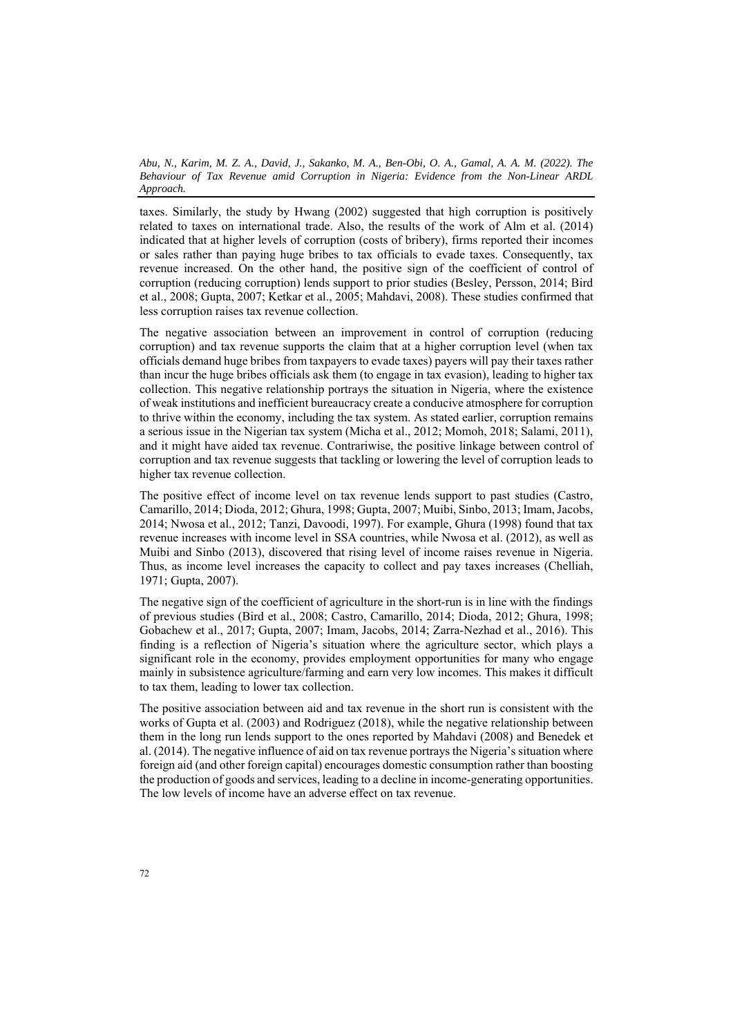taxes. Similarly, the study by Hwang (2002) suggested that high corruption is positively related to taxes on international trade. Also, the results of the work of Alm et al. (2014) indicated that at higher levels of corruption (costs of bribery), firms reported their incomes or sales rather than paying huge bribes to tax officials to evade taxes. Consequently, tax revenue increased. On the other hand, the positive sign of the coefficient of control of corruption (reducing corruption) lends support to prior studies (Besley, Persson, 2014; Bird et al., 2008; Gupta, 2007; Ketkar et al., 2005; Mahdavi, 2008). These studies confirmed that less corruption raises tax revenue collection.

The negative association between an improvement in control of corruption (reducing corruption) and tax revenue supports the claim that at a higher corruption level (when tax officials demand huge bribes from taxpayers to evade taxes) payers will pay their taxes rather than incur the huge bribes officials ask them (to engage in tax evasion), leading to higher tax collection. This negative relationship portrays the situation in Nigeria, where the existence of weak institutions and inefficient bureaucracy create a conducive atmosphere for corruption to thrive within the economy, including the tax system. As stated earlier, corruption remains a serious issue in the Nigerian tax system (Micha et al., 2012; Momoh, 2018; Salami, 2011), and it might have aided tax revenue. Contrariwise, the positive linkage between control of corruption and tax revenue suggests that tackling or lowering the level of corruption leads to higher tax revenue collection.

The positive effect of income level on tax revenue lends support to past studies (Castro, Camarillo, 2014; Dioda, 2012; Ghura, 1998; Gupta, 2007; Muibi, Sinbo, 2013; Imam, Jacobs, 2014; Nwosa et al., 2012; Tanzi, Davoodi, 1997). For example, Ghura (1998) found that tax revenue increases with income level in SSA countries, while Nwosa et al. (2012), as well as Muibi and Sinbo (2013), discovered that rising level of income raises revenue in Nigeria. Thus, as income level increases the capacity to collect and pay taxes increases (Chelliah, 1971; Gupta, 2007).

The negative sign of the coefficient of agriculture in the short-run is in line with the findings of previous studies (Bird et al., 2008; Castro, Camarillo, 2014; Dioda, 2012; Ghura, 1998; Gobachew et al., 2017; Gupta, 2007; Imam, Jacobs, 2014; Zarra-Nezhad et al., 2016). This finding is a reflection of Nigeria's situation where the agriculture sector, which plays a significant role in the economy, provides employment opportunities for many who engage mainly in subsistence agriculture/farming and earn very low incomes. This makes it difficult to tax them, leading to lower tax collection.

The positive association between aid and tax revenue in the short run is consistent with the works of Gupta et al. (2003) and Rodriguez (2018), while the negative relationship between them in the long run lends support to the ones reported by Mahdavi (2008) and Benedek et al. (2014). The negative influence of aid on tax revenue portrays the Nigeria's situation where foreign aid (and other foreign capital) encourages domestic consumption rather than boosting the production of goods and services, leading to a decline in income-generating opportunities. The low levels of income have an adverse effect on tax revenue.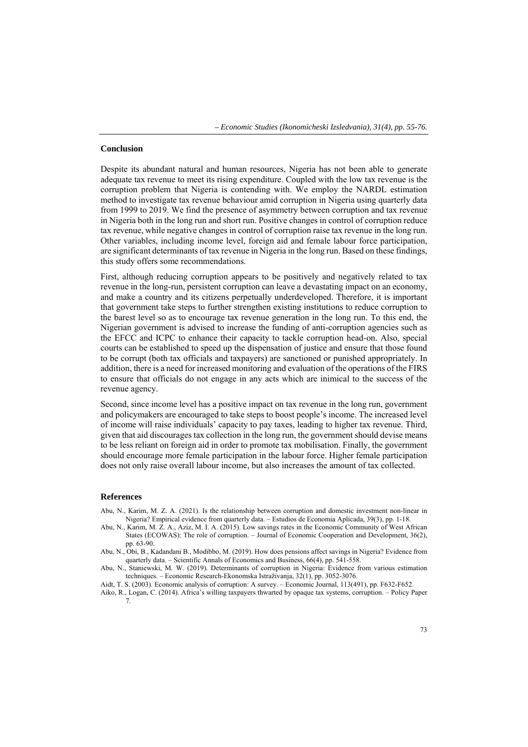## Conclusion

Despite its abundant natural and human resources, Nigeria has not been able to generate adequate tax revenue to meet its rising expenditure. Coupled with the low tax revenue is the corruption problem that Nigeria is contending with. We employ the NARDL estimation method to investigate tax revenue behaviour amid corruption in Nigeria using quarterly data from 1999 to 2019. We find the presence of asymmetry between corruption and tax revenue in Nigeria both in the long run and short run. Positive changes in control of corruption reduce tax revenue, while negative changes in control of corruption raise tax revenue in the long run. Other variables, including income level, foreign aid and female labour force participation, are significant determinants of tax revenue in Nigeria in the long run. Based on these findings, this study offers some recommendations.

First, although reducing corruption appears to be positively and negatively related to tax revenue in the long-run, persistent corruption can leave a devastating impact on an economy, and make a country and its citizens perpetually underdeveloped. Therefore, it is important that government take steps to further strengthen existing institutions to reduce corruption to the barest level so as to encourage tax revenue generation in the long run. To this end, the Nigerian government is advised to increase the funding of anti-corruption agencies such as the EFCC and ICPC to enhance their capacity to tackle corruption head-on. Also, special courts can be established to speed up the dispensation of justice and ensure that those found to be corrupt (both tax officials and taxpayers) are sanctioned or punished appropriately. In addition, there is a need for increased monitoring and evaluation of the operations of the FIRS to ensure that officials do not engage in any acts which are inimical to the success of the revenue agency.

Second, since income level has a positive impact on tax revenue in the long run, government and policymakers are encouraged to take steps to boost people's income. The increased level of income will raise individuals' capacity to pay taxes, leading to higher tax revenue. Third, given that aid discourages tax collection in the long run, the government should devise means to be less reliant on foreign aid in order to promote tax mobilisation. Finally, the government should encourage more female participation in the labour force. Higher female participation does not only raise overall labour income, but also increases the amount of tax collected.

## References

Abu, N., Karim, M. Z. A. (2021). Is the relationship between corruption and domestic investment non-linear in Nigeria? Empirical evidence from quarterly data. – Estudios de Economia Aplicada, 39(3), pp. 1-18.

Abu, N., Karim, M. Z. A., Aziz, M. I. A. (2015). Low savings rates in the Economic Community of West African States (ECOWAS): The role of corruption. – Journal of Economic Cooperation and Development, 36(2), pp. 63-90.

Abu, N., Obi, B., Kadandani B., Modibbo, M. (2019). How does pensions affect savings in Nigeria? Evidence from quarterly data. – Scientific Annals of Economics and Business, 66(4), pp. 541-558.

Abu, N., Staniewski, M. W. (2019). Determinants of corruption in Nigeria: Evidence from various estimation techniques. – Economic Research-Ekonomska Istraživanja, 32(1), pp. 3052-3076.

Aidt, T. S. (2003). Economic analysis of corruption: A survey. – Economic Journal, 113(491), pp. F632-F652.

Aiko, R., Logan, C. (2014). Africa's willing taxpayers thwarted by opaque tax systems, corruption. – Policy Paper 7.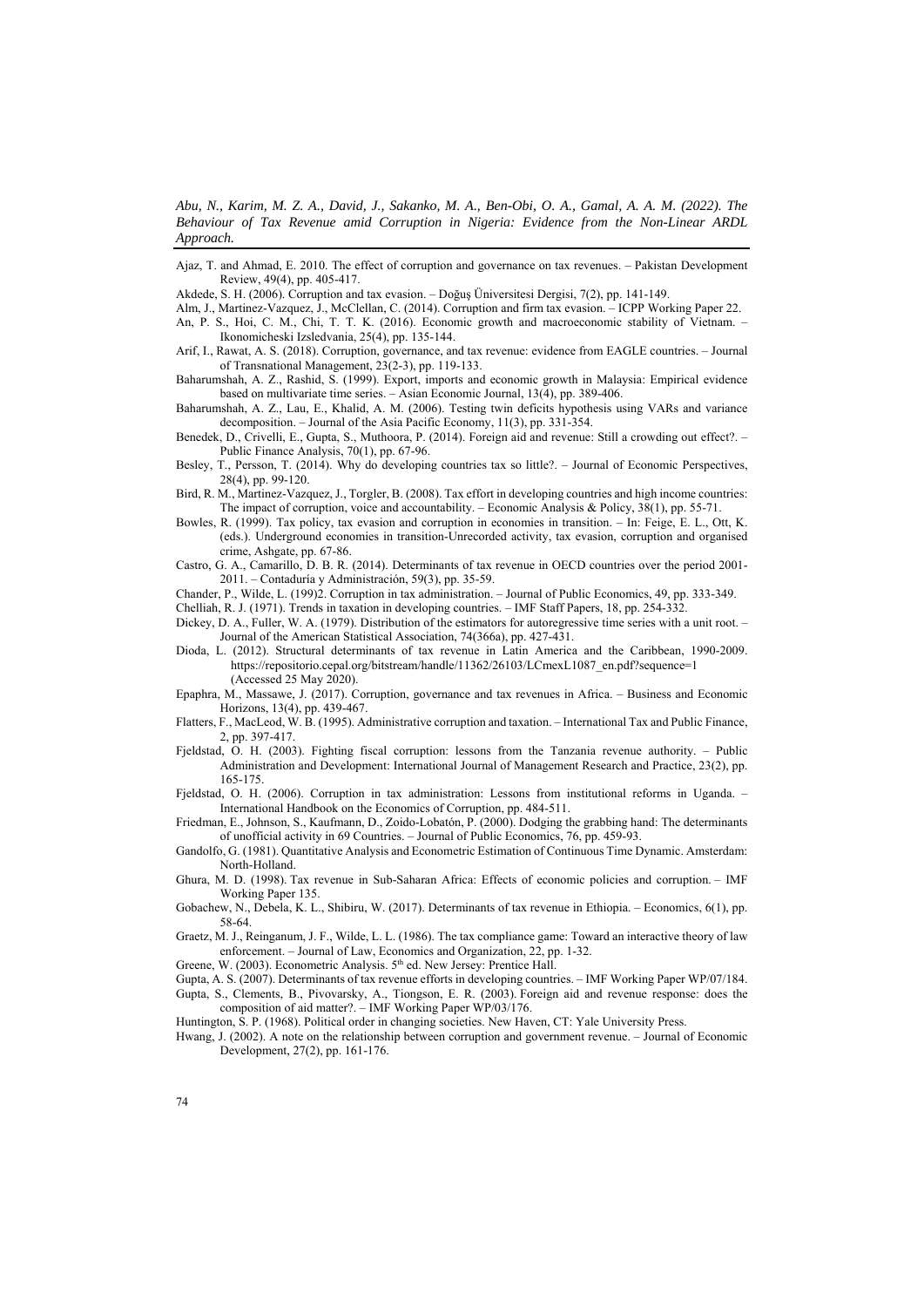Ajaz, T. and Ahmad, E. 2010. The effect of corruption and governance on tax revenues. – Pakistan Development Review, 49(4), pp. 405-417.

Akdede, S. H. (2006). Corruption and tax evasion. – Doğuş Üniversitesi Dergisi, 7(2), pp. 141-149.

Alm, J., Martinez-Vazquez, J., McClellan, C. (2014). Corruption and firm tax evasion. – ICPP Working Paper 22.

An, P. S., Hoi, C. M., Chi, T. T. K. (2016). Economic growth and macroeconomic stability of Vietnam. – Ikonomicheski Izsledvania, 25(4), pp. 135-144.

Arif, I., Rawat, A. S. (2018). Corruption, governance, and tax revenue: evidence from EAGLE countries. – Journal of Transnational Management, 23(2-3), pp. 119-133.

Baharumshah, A. Z., Rashid, S. (1999). Export, imports and economic growth in Malaysia: Empirical evidence based on multivariate time series. – Asian Economic Journal, 13(4), pp. 389-406.

Baharumshah, A. Z., Lau, E., Khalid, A. M. (2006). Testing twin deficits hypothesis using VARs and variance decomposition. – Journal of the Asia Pacific Economy, 11(3), pp. 331-354.

Benedek, D., Crivelli, E., Gupta, S., Muthoora, P. (2014). Foreign aid and revenue: Still a crowding out effect?. – Public Finance Analysis, 70(1), pp. 67-96.

Besley, T., Persson, T. (2014). Why do developing countries tax so little?. – Journal of Economic Perspectives, 28(4), pp. 99-120.

Bird, R. M., Martinez-Vazquez, J., Torgler, B. (2008). Tax effort in developing countries and high income countries: The impact of corruption, voice and accountability. – Economic Analysis & Policy, 38(1), pp. 55-71.

Bowles, R. (1999). Tax policy, tax evasion and corruption in economies in transition. – In: Feige, E. L., Ott, K. (eds.). Underground economies in transition-Unrecorded activity, tax evasion, corruption and organised crime, Ashgate, pp. 67-86.

Castro, G. A., Camarillo, D. B. R. (2014). Determinants of tax revenue in OECD countries over the period 2001-2011. – Contaduría y Administración, 59(3), pp. 35-59.

Chander, P., Wilde, L. (199)2. Corruption in tax administration. – Journal of Public Economics, 49, pp. 333-349.

Chelliah, R. J. (1971). Trends in taxation in developing countries. – IMF Staff Papers, 18, pp. 254-332.

Dickey, D. A., Fuller, W. A. (1979). Distribution of the estimators for autoregressive time series with a unit root. – Journal of the American Statistical Association, 74(366a), pp. 427-431.

Dioda, L. (2012). Structural determinants of tax revenue in Latin America and the Caribbean, 1990-2009. https://repositorio.cepal.org/bitstream/handle/11362/26103/LCmexL1087_en.pdf?sequence=1 (Accessed 25 May 2020).

Epaphra, M., Massawe, J. (2017). Corruption, governance and tax revenues in Africa. – Business and Economic Horizons, 13(4), pp. 439-467.

Flatters, F., MacLeod, W. B. (1995). Administrative corruption and taxation. – International Tax and Public Finance, 2, pp. 397-417.

Fjeldstad, O. H. (2003). Fighting fiscal corruption: lessons from the Tanzania revenue authority. – Public Administration and Development: International Journal of Management Research and Practice, 23(2), pp. 165-175.

Fjeldstad, O. H. (2006). Corruption in tax administration: Lessons from institutional reforms in Uganda. – International Handbook on the Economics of Corruption, pp. 484-511.

Friedman, E., Johnson, S., Kaufmann, D., Zoido-Lobatón, P. (2000). Dodging the grabbing hand: The determinants of unofficial activity in 69 Countries. – Journal of Public Economics, 76, pp. 459-93.

Gandolfo, G. (1981). Quantitative Analysis and Econometric Estimation of Continuous Time Dynamic. Amsterdam: North-Holland.

Ghura, M. D. (1998). Tax revenue in Sub-Saharan Africa: Effects of economic policies and corruption. – IMF Working Paper 135.

Gobachew, N., Debela, K. L., Shibiru, W. (2017). Determinants of tax revenue in Ethiopia. – Economics, 6(1), pp. 58-64.

Graetz, M. J., Reinganum, J. F., Wilde, L. L. (1986). The tax compliance game: Toward an interactive theory of law enforcement. – Journal of Law, Economics and Organization, 22, pp. 1-32.

Greene, W. (2003). Econometric Analysis. 5th ed. New Jersey: Prentice Hall.

Gupta, A. S. (2007). Determinants of tax revenue efforts in developing countries. – IMF Working Paper WP/07/184.

Gupta, S., Clements, B., Pivovarsky, A., Tiongson, E. R. (2003). Foreign aid and revenue response: does the composition of aid matter?. – IMF Working Paper WP/03/176.

Huntington, S. P. (1968). Political order in changing societies. New Haven, CT: Yale University Press.

Hwang, J. (2002). A note on the relationship between corruption and government revenue. – Journal of Economic Development, 27(2), pp. 161-176.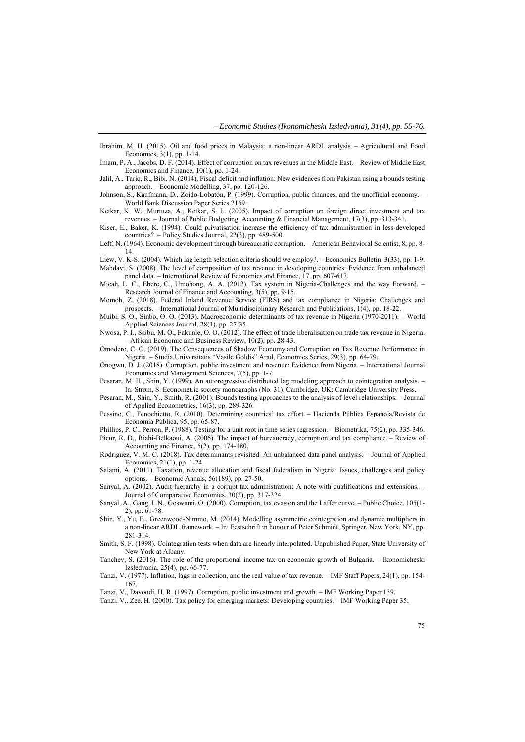Ibrahim, M. H. (2015). Oil and food prices in Malaysia: a non-linear ARDL analysis. – Agricultural and Food Economics, 3(1), pp. 1-14.

Imam, P. A., Jacobs, D. F. (2014). Effect of corruption on tax revenues in the Middle East. – Review of Middle East Economics and Finance, 10(1), pp. 1-24.

Jalil, A., Tariq, R., Bibi, N. (2014). Fiscal deficit and inflation: New evidences from Pakistan using a bounds testing approach. – Economic Modelling, 37, pp. 120-126.

Johnson, S., Kaufmann, D., Zoido-Lobatón, P. (1999). Corruption, public finances, and the unofficial economy. – World Bank Discussion Paper Series 2169.

Ketkar, K. W., Murtuza, A., Ketkar, S. L. (2005). Impact of corruption on foreign direct investment and tax revenues. – Journal of Public Budgeting, Accounting & Financial Management, 17(3), pp. 313-341.

Kiser, E., Baker, K. (1994). Could privatisation increase the efficiency of tax administration in less-developed countries?. – Policy Studies Journal, 22(3), pp. 489-500.

Leff, N. (1964). Economic development through bureaucratic corruption. – American Behavioral Scientist, 8, pp. 8-14.

Liew, V. K-S. (2004). Which lag length selection criteria should we employ?. – Economics Bulletin, 3(33), pp. 1-9.

Mahdavi, S. (2008). The level of composition of tax revenue in developing countries: Evidence from unbalanced panel data. – International Review of Economics and Finance, 17, pp. 607-617.

Micah, L. C., Ebere, C., Umobong, A. A. (2012). Tax system in Nigeria-Challenges and the way Forward. – Research Journal of Finance and Accounting, 3(5), pp. 9-15.

Momoh, Z. (2018). Federal Inland Revenue Service (FIRS) and tax compliance in Nigeria: Challenges and prospects. – International Journal of Multidisciplinary Research and Publications, 1(4), pp. 18-22.

Muibi, S. O., Sinbo, O. O. (2013). Macroeconomic determinants of tax revenue in Nigeria (1970-2011). – World Applied Sciences Journal, 28(1), pp. 27-35.

Nwosa, P. I., Saibu, M. O., Fakunle, O. O. (2012). The effect of trade liberalisation on trade tax revenue in Nigeria. – African Economic and Business Review, 10(2), pp. 28-43.

Omodero, C. O. (2019). The Consequences of Shadow Economy and Corruption on Tax Revenue Performance in Nigeria. – Studia Universitatis "Vasile Goldis" Arad, Economics Series, 29(3), pp. 64-79.

Onogwu, D. J. (2018). Corruption, public investment and revenue: Evidence from Nigeria. – International Journal Economics and Management Sciences, 7(5), pp. 1-7.

Pesaran, M. H., Shin, Y. (1999). An autoregressive distributed lag modeling approach to cointegration analysis. – In: Strøm, S. Econometric society monographs (No. 31). Cambridge, UK: Cambridge University Press.

Pesaran, M., Shin, Y., Smith, R. (2001). Bounds testing approaches to the analysis of level relationships. – Journal of Applied Econometrics, 16(3), pp. 289-326.

Pessino, C., Fenochietto, R. (2010). Determining countries' tax effort. – Hacienda Pública Española/Revista de Economía Pública, 95, pp. 65-87.

Phillips, P. C., Perron, P. (1988). Testing for a unit root in time series regression. – Biometrika, 75(2), pp. 335-346.

Picur, R. D., Riahi-Belkaoui, A. (2006). The impact of bureaucracy, corruption and tax compliance. – Review of Accounting and Finance, 5(2), pp. 174-180.

Rodríguez, V. M. C. (2018). Tax determinants revisited. An unbalanced data panel analysis. – Journal of Applied Economics, 21(1), pp. 1-24.

Salami, A. (2011). Taxation, revenue allocation and fiscal federalism in Nigeria: Issues, challenges and policy options. – Economic Annals, 56(189), pp. 27-50.

Sanyal, A. (2002). Audit hierarchy in a corrupt tax administration: A note with qualifications and extensions. – Journal of Comparative Economics, 30(2), pp. 317-324.

Sanyal, A., Gang, I. N., Goswami, O. (2000). Corruption, tax evasion and the Laffer curve. – Public Choice, 105(1-2), pp. 61-78.

Shin, Y., Yu, B., Greenwood-Nimmo, M. (2014). Modelling asymmetric cointegration and dynamic multipliers in a non-linear ARDL framework. – In: Festschrift in honour of Peter Schmidt, Springer, New York, NY, pp. 281-314.

Smith, S. F. (1998). Cointegration tests when data are linearly interpolated. Unpublished Paper, State University of New York at Albany.

Tanchev, S. (2016). The role of the proportional income tax on economic growth of Bulgaria. – Ikonomicheski Izsledvania, 25(4), pp. 66-77.

Tanzi, V. (1977). Inflation, lags in collection, and the real value of tax revenue. – IMF Staff Papers, 24(1), pp. 154-167.

Tanzi, V., Davoodi, H. R. (1997). Corruption, public investment and growth. – IMF Working Paper 139.

Tanzi, V., Zee, H. (2000). Tax policy for emerging markets: Developing countries. – IMF Working Paper 35.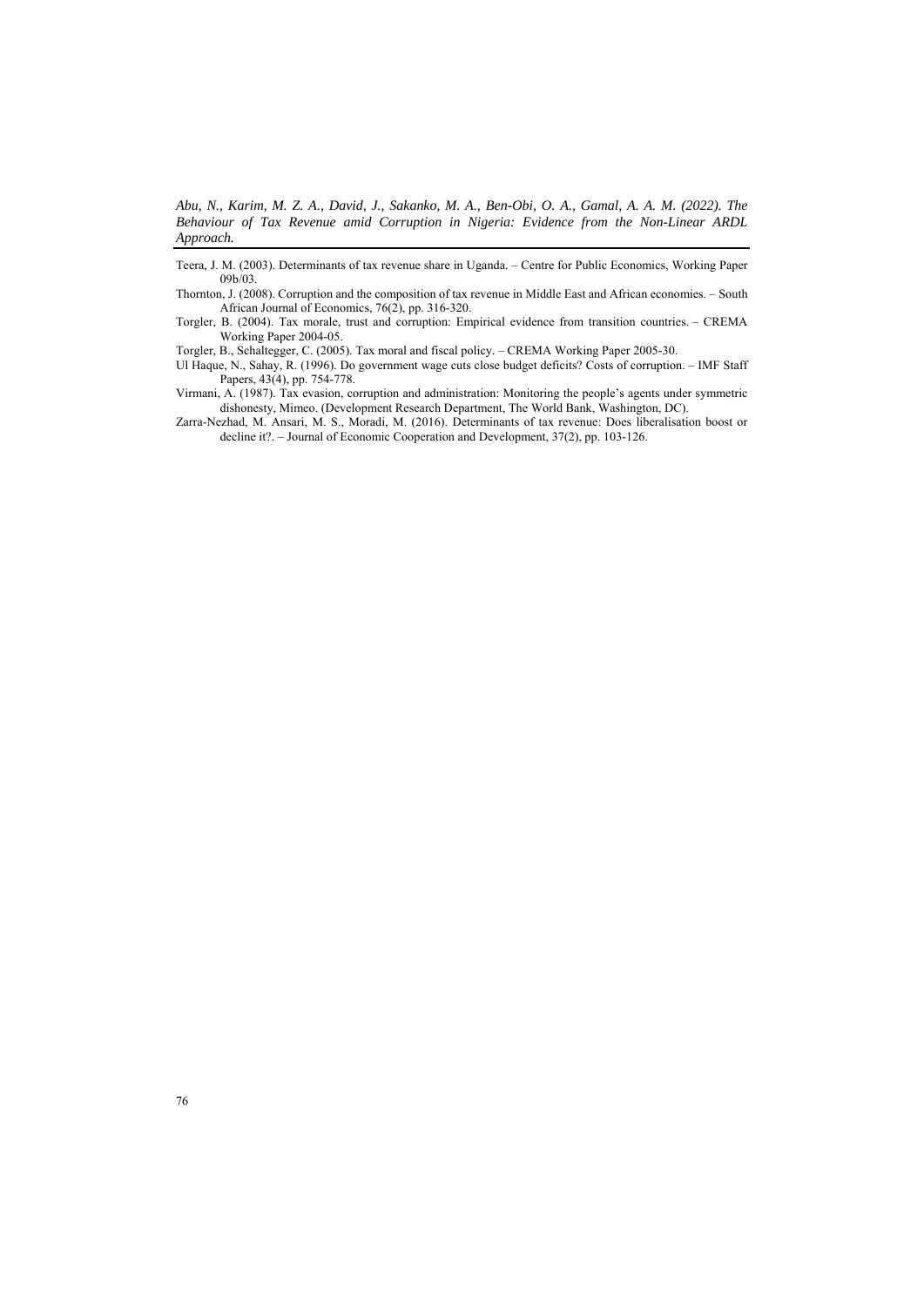Teera, J. M. (2003). Determinants of tax revenue share in Uganda. – Centre for Public Economics, Working Paper 09b/03.

Thornton, J. (2008). Corruption and the composition of tax revenue in Middle East and African economies. – South African Journal of Economics, 76(2), pp. 316-320.

Torgler, B. (2004). Tax morale, trust and corruption: Empirical evidence from transition countries. – CREMA Working Paper 2004-05.

Torgler, B., Schaltegger, C. (2005). Tax moral and fiscal policy. – CREMA Working Paper 2005-30.

Ul Haque, N., Sahay, R. (1996). Do government wage cuts close budget deficits? Costs of corruption. – IMF Staff Papers, 43(4), pp. 754-778.

Virmani, A. (1987). Tax evasion, corruption and administration: Monitoring the people's agents under symmetric dishonesty, Mimeo. (Development Research Department, The World Bank, Washington, DC).

Zarra-Nezhad, M. Ansari, M. S., Moradi, M. (2016). Determinants of tax revenue: Does liberalisation boost or decline it?. – Journal of Economic Cooperation and Development, 37(2), pp. 103-126.